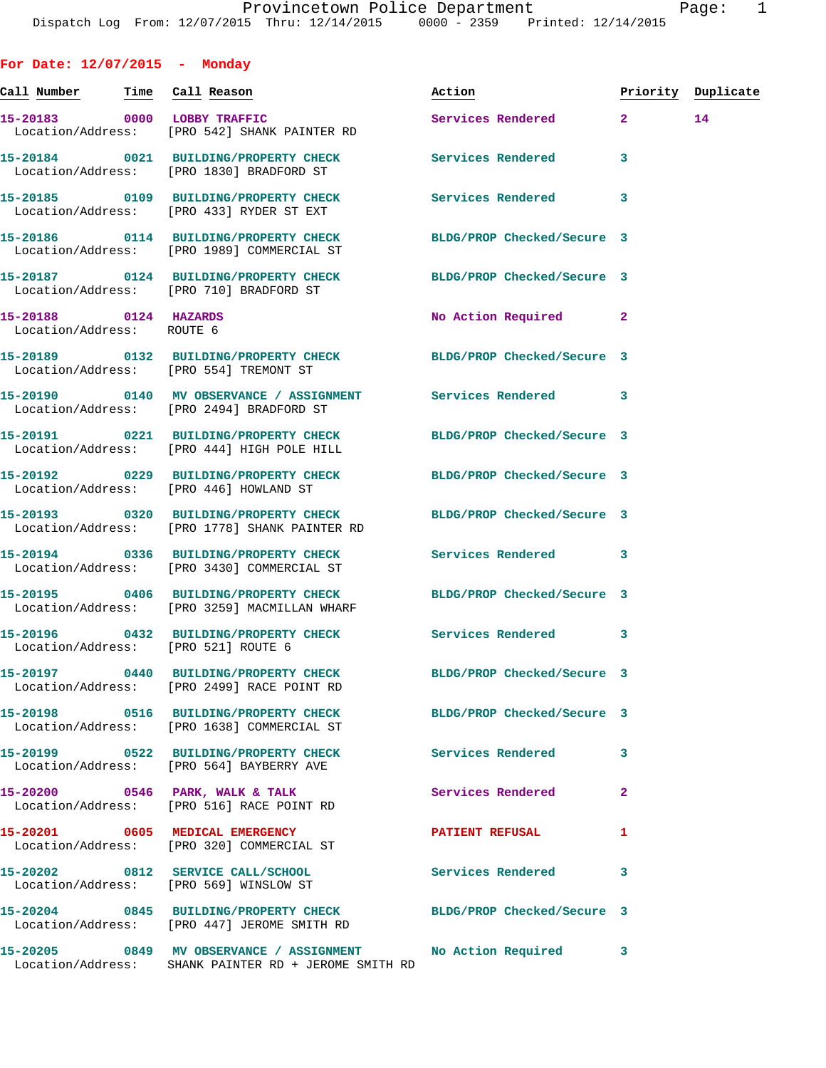Provincetown Police Department
Dispatch Log From: 12/07/2015 Thru: 12/14/2015 0000 - 2359 Printed: 12/14/2015

## For Date: 12/07/2015 - Monday

| Call Number | Time | Call Reason | Action | Priority | Duplicate |
|---|---|---|---|---|---|
| 15-20183 | 0000 | LOBBY TRAFFIC | Services Rendered | 2 | 14 |
| Location/Address: | | [PRO 542] SHANK PAINTER RD | | | |
| 15-20184 | 0021 | BUILDING/PROPERTY CHECK | Services Rendered | 3 | |
| Location/Address: | | [PRO 1830] BRADFORD ST | | | |
| 15-20185 | 0109 | BUILDING/PROPERTY CHECK | Services Rendered | 3 | |
| Location/Address: | | [PRO 433] RYDER ST EXT | | | |
| 15-20186 | 0114 | BUILDING/PROPERTY CHECK | BLDG/PROP Checked/Secure | 3 | |
| Location/Address: | | [PRO 1989] COMMERCIAL ST | | | |
| 15-20187 | 0124 | BUILDING/PROPERTY CHECK | BLDG/PROP Checked/Secure | 3 | |
| Location/Address: | | [PRO 710] BRADFORD ST | | | |
| 15-20188 | 0124 | HAZARDS | No Action Required | 2 | |
| Location/Address: | | ROUTE 6 | | | |
| 15-20189 | 0132 | BUILDING/PROPERTY CHECK | BLDG/PROP Checked/Secure | 3 | |
| Location/Address: | | [PRO 554] TREMONT ST | | | |
| 15-20190 | 0140 | MV OBSERVANCE / ASSIGNMENT | Services Rendered | 3 | |
| Location/Address: | | [PRO 2494] BRADFORD ST | | | |
| 15-20191 | 0221 | BUILDING/PROPERTY CHECK | BLDG/PROP Checked/Secure | 3 | |
| Location/Address: | | [PRO 444] HIGH POLE HILL | | | |
| 15-20192 | 0229 | BUILDING/PROPERTY CHECK | BLDG/PROP Checked/Secure | 3 | |
| Location/Address: | | [PRO 446] HOWLAND ST | | | |
| 15-20193 | 0320 | BUILDING/PROPERTY CHECK | BLDG/PROP Checked/Secure | 3 | |
| Location/Address: | | [PRO 1778] SHANK PAINTER RD | | | |
| 15-20194 | 0336 | BUILDING/PROPERTY CHECK | Services Rendered | 3 | |
| Location/Address: | | [PRO 3430] COMMERCIAL ST | | | |
| 15-20195 | 0406 | BUILDING/PROPERTY CHECK | BLDG/PROP Checked/Secure | 3 | |
| Location/Address: | | [PRO 3259] MACMILLAN WHARF | | | |
| 15-20196 | 0432 | BUILDING/PROPERTY CHECK | Services Rendered | 3 | |
| Location/Address: | | [PRO 521] ROUTE 6 | | | |
| 15-20197 | 0440 | BUILDING/PROPERTY CHECK | BLDG/PROP Checked/Secure | 3 | |
| Location/Address: | | [PRO 2499] RACE POINT RD | | | |
| 15-20198 | 0516 | BUILDING/PROPERTY CHECK | BLDG/PROP Checked/Secure | 3 | |
| Location/Address: | | [PRO 1638] COMMERCIAL ST | | | |
| 15-20199 | 0522 | BUILDING/PROPERTY CHECK | Services Rendered | 3 | |
| Location/Address: | | [PRO 564] BAYBERRY AVE | | | |
| 15-20200 | 0546 | PARK, WALK & TALK | Services Rendered | 2 | |
| Location/Address: | | [PRO 516] RACE POINT RD | | | |
| 15-20201 | 0605 | MEDICAL EMERGENCY | PATIENT REFUSAL | 1 | |
| Location/Address: | | [PRO 320] COMMERCIAL ST | | | |
| 15-20202 | 0812 | SERVICE CALL/SCHOOL | Services Rendered | 3 | |
| Location/Address: | | [PRO 569] WINSLOW ST | | | |
| 15-20204 | 0845 | BUILDING/PROPERTY CHECK | BLDG/PROP Checked/Secure | 3 | |
| Location/Address: | | [PRO 447] JEROME SMITH RD | | | |
| 15-20205 | 0849 | MV OBSERVANCE / ASSIGNMENT | No Action Required | 3 | |
| Location/Address: | | SHANK PAINTER RD + JEROME SMITH RD | | | |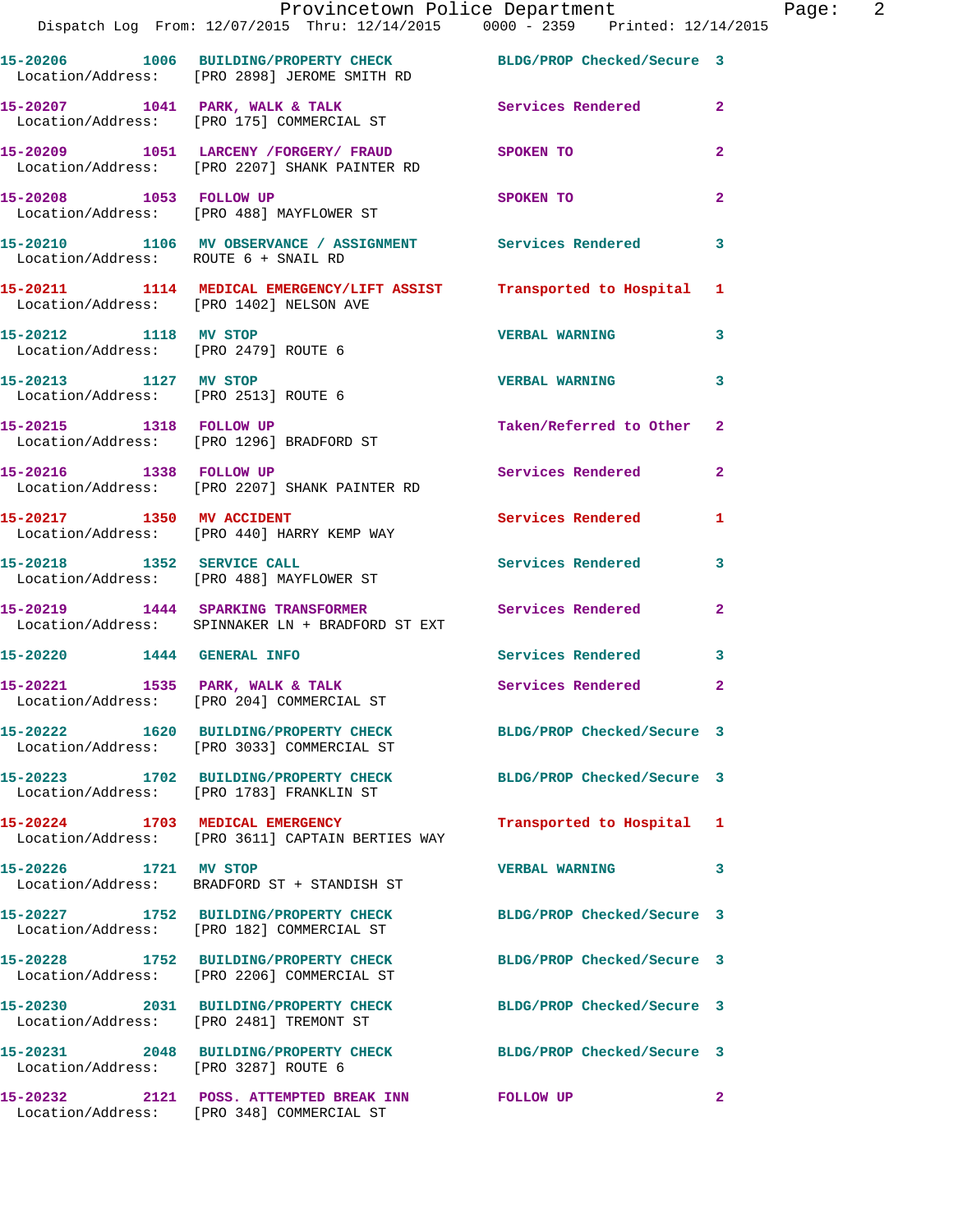15-20206 1006 BUILDING/PROPERTY CHECK BLDG/PROP Checked/Secure 3
Location/Address: [PRO 2898] JEROME SMITH RD

15-20207 1041 PARK, WALK & TALK Services Rendered 2
Location/Address: [PRO 175] COMMERCIAL ST

15-20209 1051 LARCENY /FORGERY/ FRAUD SPOKEN TO 2
Location/Address: [PRO 2207] SHANK PAINTER RD

15-20208 1053 FOLLOW UP SPOKEN TO 2
Location/Address: [PRO 488] MAYFLOWER ST

15-20210 1106 MV OBSERVANCE / ASSIGNMENT Services Rendered 3
Location/Address: ROUTE 6 + SNAIL RD

15-20211 1114 MEDICAL EMERGENCY/LIFT ASSIST Transported to Hospital 1
Location/Address: [PRO 1402] NELSON AVE

15-20212 1118 MV STOP VERBAL WARNING 3
Location/Address: [PRO 2479] ROUTE 6

15-20213 1127 MV STOP VERBAL WARNING 3
Location/Address: [PRO 2513] ROUTE 6

15-20215 1318 FOLLOW UP Taken/Referred to Other 2
Location/Address: [PRO 1296] BRADFORD ST

15-20216 1338 FOLLOW UP Services Rendered 2
Location/Address: [PRO 2207] SHANK PAINTER RD

15-20217 1350 MV ACCIDENT Services Rendered 1
Location/Address: [PRO 440] HARRY KEMP WAY

15-20218 1352 SERVICE CALL Services Rendered 3
Location/Address: [PRO 488] MAYFLOWER ST

15-20219 1444 SPARKING TRANSFORMER Services Rendered 2
Location/Address: SPINNAKER LN + BRADFORD ST EXT

15-20220 1444 GENERAL INFO Services Rendered 3

15-20221 1535 PARK, WALK & TALK Services Rendered 2
Location/Address: [PRO 204] COMMERCIAL ST

15-20222 1620 BUILDING/PROPERTY CHECK BLDG/PROP Checked/Secure 3
Location/Address: [PRO 3033] COMMERCIAL ST

15-20223 1702 BUILDING/PROPERTY CHECK BLDG/PROP Checked/Secure 3
Location/Address: [PRO 1783] FRANKLIN ST

15-20224 1703 MEDICAL EMERGENCY Transported to Hospital 1
Location/Address: [PRO 3611] CAPTAIN BERTIES WAY

15-20226 1721 MV STOP VERBAL WARNING 3
Location/Address: BRADFORD ST + STANDISH ST

15-20227 1752 BUILDING/PROPERTY CHECK BLDG/PROP Checked/Secure 3
Location/Address: [PRO 182] COMMERCIAL ST

15-20228 1752 BUILDING/PROPERTY CHECK BLDG/PROP Checked/Secure 3
Location/Address: [PRO 2206] COMMERCIAL ST

15-20230 2031 BUILDING/PROPERTY CHECK BLDG/PROP Checked/Secure 3
Location/Address: [PRO 2481] TREMONT ST

15-20231 2048 BUILDING/PROPERTY CHECK BLDG/PROP Checked/Secure 3
Location/Address: [PRO 3287] ROUTE 6

15-20232 2121 POSS. ATTEMPTED BREAK INN FOLLOW UP 2
Location/Address: [PRO 348] COMMERCIAL ST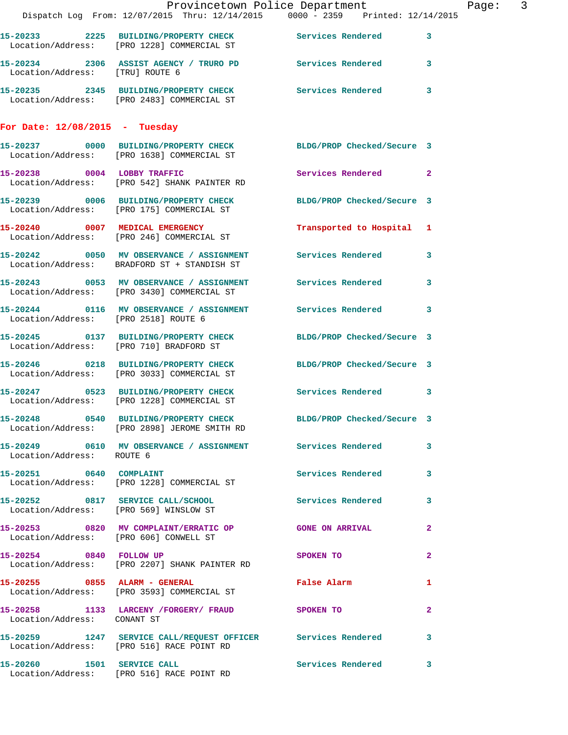15-20233 2225 BUILDING/PROPERTY CHECK Services Rendered 3
Location/Address: [PRO 1228] COMMERCIAL ST

15-20234 2306 ASSIST AGENCY / TRURO PD Services Rendered 3
Location/Address: [TRU] ROUTE 6

15-20235 2345 BUILDING/PROPERTY CHECK Services Rendered 3
Location/Address: [PRO 2483] COMMERCIAL ST

**For Date: 12/08/2015 - Tuesday**

15-20237 0000 BUILDING/PROPERTY CHECK BLDG/PROP Checked/Secure 3
Location/Address: [PRO 1638] COMMERCIAL ST

15-20238 0004 LOBBY TRAFFIC Services Rendered 2
Location/Address: [PRO 542] SHANK PAINTER RD

15-20239 0006 BUILDING/PROPERTY CHECK BLDG/PROP Checked/Secure 3
Location/Address: [PRO 175] COMMERCIAL ST

15-20240 0007 MEDICAL EMERGENCY Transported to Hospital 1
Location/Address: [PRO 246] COMMERCIAL ST

15-20242 0050 MV OBSERVANCE / ASSIGNMENT Services Rendered 3
Location/Address: BRADFORD ST + STANDISH ST

15-20243 0053 MV OBSERVANCE / ASSIGNMENT Services Rendered 3
Location/Address: [PRO 3430] COMMERCIAL ST

15-20244 0116 MV OBSERVANCE / ASSIGNMENT Services Rendered 3
Location/Address: [PRO 2518] ROUTE 6

15-20245 0137 BUILDING/PROPERTY CHECK BLDG/PROP Checked/Secure 3
Location/Address: [PRO 710] BRADFORD ST

15-20246 0218 BUILDING/PROPERTY CHECK BLDG/PROP Checked/Secure 3
Location/Address: [PRO 3033] COMMERCIAL ST

15-20247 0523 BUILDING/PROPERTY CHECK Services Rendered 3
Location/Address: [PRO 1228] COMMERCIAL ST

15-20248 0540 BUILDING/PROPERTY CHECK BLDG/PROP Checked/Secure 3
Location/Address: [PRO 2898] JEROME SMITH RD

15-20249 0610 MV OBSERVANCE / ASSIGNMENT Services Rendered 3
Location/Address: ROUTE 6

15-20251 0640 COMPLAINT Services Rendered 3
Location/Address: [PRO 1228] COMMERCIAL ST

15-20252 0817 SERVICE CALL/SCHOOL Services Rendered 3
Location/Address: [PRO 569] WINSLOW ST

15-20253 0820 MV COMPLAINT/ERRATIC OP GONE ON ARRIVAL 2
Location/Address: [PRO 606] CONWELL ST

15-20254 0840 FOLLOW UP SPOKEN TO 2
Location/Address: [PRO 2207] SHANK PAINTER RD

15-20255 0855 ALARM - GENERAL False Alarm 1
Location/Address: [PRO 3593] COMMERCIAL ST

15-20258 1133 LARCENY /FORGERY/ FRAUD SPOKEN TO 2
Location/Address: CONANT ST

15-20259 1247 SERVICE CALL/REQUEST OFFICER Services Rendered 3
Location/Address: [PRO 516] RACE POINT RD

15-20260 1501 SERVICE CALL Services Rendered 3
Location/Address: [PRO 516] RACE POINT RD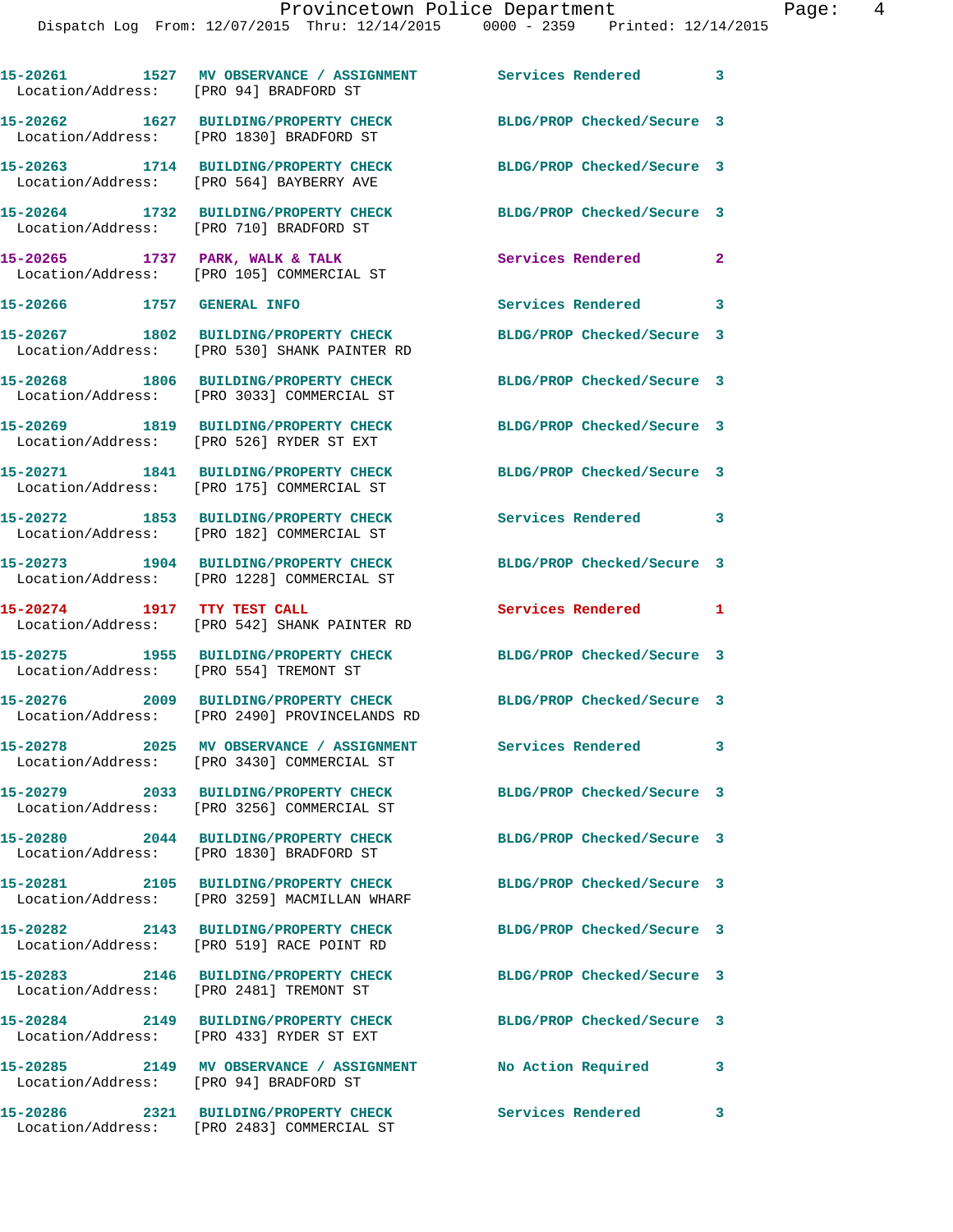15-20261 1527 MV OBSERVANCE / ASSIGNMENT Services Rendered 3
Location/Address: [PRO 94] BRADFORD ST

15-20262 1627 BUILDING/PROPERTY CHECK BLDG/PROP Checked/Secure 3
Location/Address: [PRO 1830] BRADFORD ST

15-20263 1714 BUILDING/PROPERTY CHECK BLDG/PROP Checked/Secure 3
Location/Address: [PRO 564] BAYBERRY AVE

15-20264 1732 BUILDING/PROPERTY CHECK BLDG/PROP Checked/Secure 3
Location/Address: [PRO 710] BRADFORD ST

15-20265 1737 PARK, WALK & TALK Services Rendered 2
Location/Address: [PRO 105] COMMERCIAL ST

15-20266 1757 GENERAL INFO Services Rendered 3

15-20267 1802 BUILDING/PROPERTY CHECK BLDG/PROP Checked/Secure 3
Location/Address: [PRO 530] SHANK PAINTER RD

15-20268 1806 BUILDING/PROPERTY CHECK BLDG/PROP Checked/Secure 3
Location/Address: [PRO 3033] COMMERCIAL ST

15-20269 1819 BUILDING/PROPERTY CHECK BLDG/PROP Checked/Secure 3
Location/Address: [PRO 526] RYDER ST EXT

15-20271 1841 BUILDING/PROPERTY CHECK BLDG/PROP Checked/Secure 3
Location/Address: [PRO 175] COMMERCIAL ST

15-20272 1853 BUILDING/PROPERTY CHECK Services Rendered 3
Location/Address: [PRO 182] COMMERCIAL ST

15-20273 1904 BUILDING/PROPERTY CHECK BLDG/PROP Checked/Secure 3
Location/Address: [PRO 1228] COMMERCIAL ST

15-20274 1917 TTY TEST CALL Services Rendered 1
Location/Address: [PRO 542] SHANK PAINTER RD

15-20275 1955 BUILDING/PROPERTY CHECK BLDG/PROP Checked/Secure 3
Location/Address: [PRO 554] TREMONT ST

15-20276 2009 BUILDING/PROPERTY CHECK BLDG/PROP Checked/Secure 3
Location/Address: [PRO 2490] PROVINCELANDS RD

15-20278 2025 MV OBSERVANCE / ASSIGNMENT Services Rendered 3
Location/Address: [PRO 3430] COMMERCIAL ST

15-20279 2033 BUILDING/PROPERTY CHECK BLDG/PROP Checked/Secure 3
Location/Address: [PRO 3256] COMMERCIAL ST

15-20280 2044 BUILDING/PROPERTY CHECK BLDG/PROP Checked/Secure 3
Location/Address: [PRO 1830] BRADFORD ST

15-20281 2105 BUILDING/PROPERTY CHECK BLDG/PROP Checked/Secure 3
Location/Address: [PRO 3259] MACMILLAN WHARF

15-20282 2143 BUILDING/PROPERTY CHECK BLDG/PROP Checked/Secure 3
Location/Address: [PRO 519] RACE POINT RD

15-20283 2146 BUILDING/PROPERTY CHECK BLDG/PROP Checked/Secure 3
Location/Address: [PRO 2481] TREMONT ST

15-20284 2149 BUILDING/PROPERTY CHECK BLDG/PROP Checked/Secure 3
Location/Address: [PRO 433] RYDER ST EXT

15-20285 2149 MV OBSERVANCE / ASSIGNMENT No Action Required 3
Location/Address: [PRO 94] BRADFORD ST

15-20286 2321 BUILDING/PROPERTY CHECK Services Rendered 3
Location/Address: [PRO 2483] COMMERCIAL ST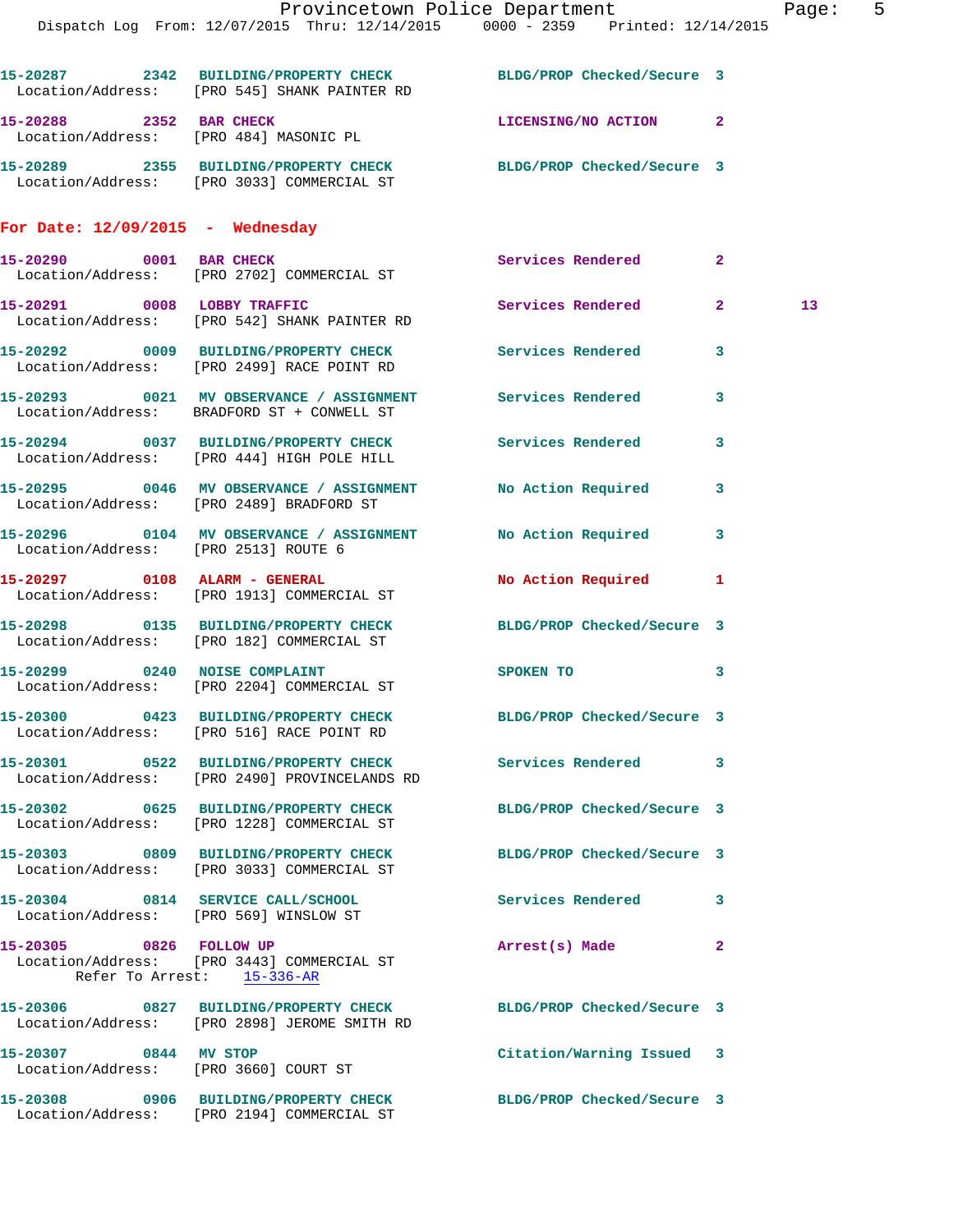15-20287 2342 BUILDING/PROPERTY CHECK BLDG/PROP Checked/Secure 3
Location/Address: [PRO 545] SHANK PAINTER RD

15-20288 2352 BAR CHECK LICENSING/NO ACTION 2
Location/Address: [PRO 484] MASONIC PL

15-20289 2355 BUILDING/PROPERTY CHECK BLDG/PROP Checked/Secure 3
Location/Address: [PRO 3033] COMMERCIAL ST

**For Date: 12/09/2015 - Wednesday**

15-20290 0001 BAR CHECK Services Rendered 2
Location/Address: [PRO 2702] COMMERCIAL ST

15-20291 0008 LOBBY TRAFFIC Services Rendered 2 13
Location/Address: [PRO 542] SHANK PAINTER RD

15-20292 0009 BUILDING/PROPERTY CHECK Services Rendered 3
Location/Address: [PRO 2499] RACE POINT RD

15-20293 0021 MV OBSERVANCE / ASSIGNMENT Services Rendered 3
Location/Address: BRADFORD ST + CONWELL ST

15-20294 0037 BUILDING/PROPERTY CHECK Services Rendered 3
Location/Address: [PRO 444] HIGH POLE HILL

15-20295 0046 MV OBSERVANCE / ASSIGNMENT No Action Required 3
Location/Address: [PRO 2489] BRADFORD ST

15-20296 0104 MV OBSERVANCE / ASSIGNMENT No Action Required 3
Location/Address: [PRO 2513] ROUTE 6

15-20297 0108 ALARM - GENERAL No Action Required 1
Location/Address: [PRO 1913] COMMERCIAL ST

15-20298 0135 BUILDING/PROPERTY CHECK BLDG/PROP Checked/Secure 3
Location/Address: [PRO 182] COMMERCIAL ST

15-20299 0240 NOISE COMPLAINT SPOKEN TO 3
Location/Address: [PRO 2204] COMMERCIAL ST

15-20300 0423 BUILDING/PROPERTY CHECK BLDG/PROP Checked/Secure 3
Location/Address: [PRO 516] RACE POINT RD

15-20301 0522 BUILDING/PROPERTY CHECK Services Rendered 3
Location/Address: [PRO 2490] PROVINCELANDS RD

15-20302 0625 BUILDING/PROPERTY CHECK BLDG/PROP Checked/Secure 3
Location/Address: [PRO 1228] COMMERCIAL ST

15-20303 0809 BUILDING/PROPERTY CHECK BLDG/PROP Checked/Secure 3
Location/Address: [PRO 3033] COMMERCIAL ST

15-20304 0814 SERVICE CALL/SCHOOL Services Rendered 3
Location/Address: [PRO 569] WINSLOW ST

15-20305 0826 FOLLOW UP Arrest(s) Made 2
Location/Address: [PRO 3443] COMMERCIAL ST
Refer To Arrest: 15-336-AR

15-20306 0827 BUILDING/PROPERTY CHECK BLDG/PROP Checked/Secure 3
Location/Address: [PRO 2898] JEROME SMITH RD

15-20307 0844 MV STOP Citation/Warning Issued 3
Location/Address: [PRO 3660] COURT ST

15-20308 0906 BUILDING/PROPERTY CHECK BLDG/PROP Checked/Secure 3
Location/Address: [PRO 2194] COMMERCIAL ST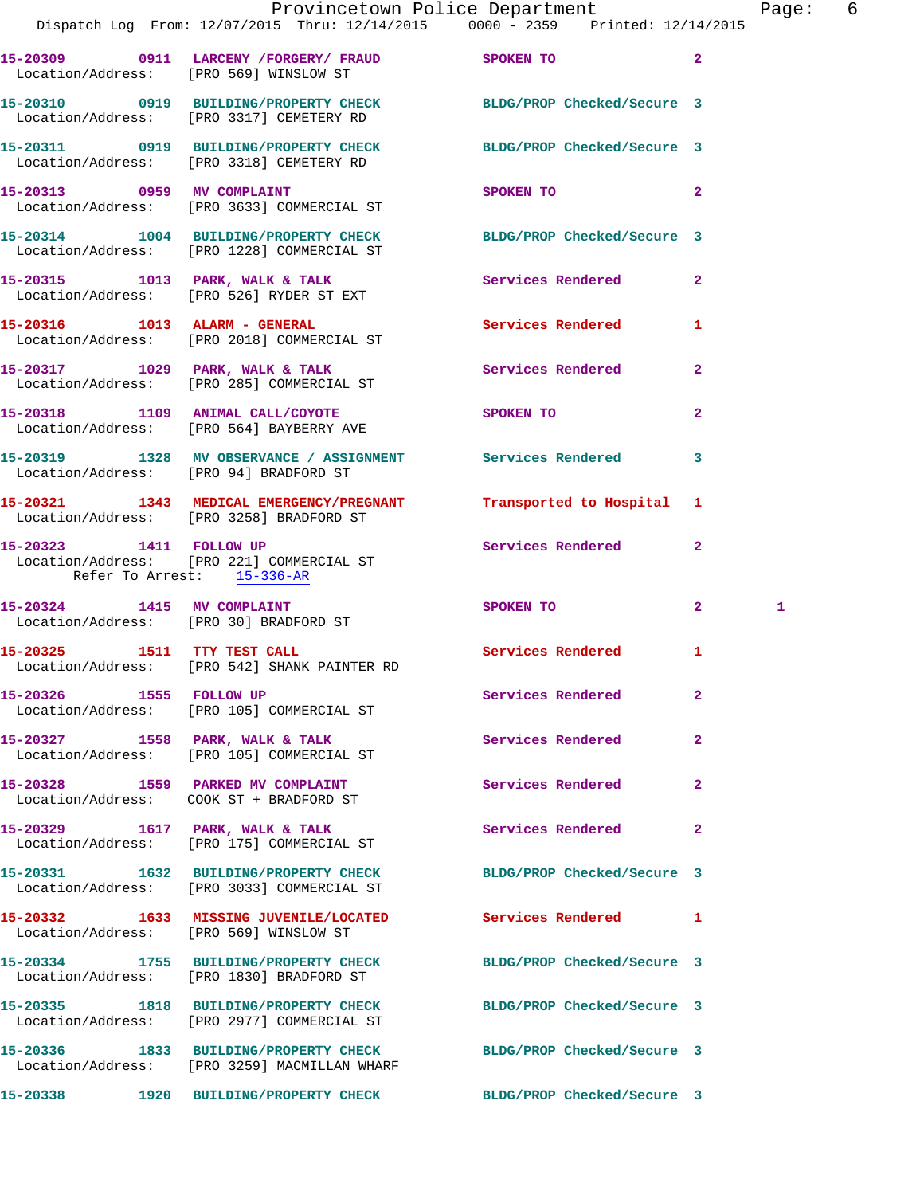15-20309 0911 LARCENY /FORGERY/ FRAUD SPOKEN TO 2
Location/Address: [PRO 569] WINSLOW ST

15-20310 0919 BUILDING/PROPERTY CHECK BLDG/PROP Checked/Secure 3
Location/Address: [PRO 3317] CEMETERY RD

15-20311 0919 BUILDING/PROPERTY CHECK BLDG/PROP Checked/Secure 3
Location/Address: [PRO 3318] CEMETERY RD

15-20313 0959 MV COMPLAINT SPOKEN TO 2
Location/Address: [PRO 3633] COMMERCIAL ST

15-20314 1004 BUILDING/PROPERTY CHECK BLDG/PROP Checked/Secure 3
Location/Address: [PRO 1228] COMMERCIAL ST

15-20315 1013 PARK, WALK & TALK Services Rendered 2
Location/Address: [PRO 526] RYDER ST EXT

15-20316 1013 ALARM - GENERAL Services Rendered 1
Location/Address: [PRO 2018] COMMERCIAL ST

15-20317 1029 PARK, WALK & TALK Services Rendered 2
Location/Address: [PRO 285] COMMERCIAL ST

15-20318 1109 ANIMAL CALL/COYOTE SPOKEN TO 2
Location/Address: [PRO 564] BAYBERRY AVE

15-20319 1328 MV OBSERVANCE / ASSIGNMENT Services Rendered 3
Location/Address: [PRO 94] BRADFORD ST

15-20321 1343 MEDICAL EMERGENCY/PREGNANT Transported to Hospital 1
Location/Address: [PRO 3258] BRADFORD ST

15-20323 1411 FOLLOW UP Services Rendered 2
Location/Address: [PRO 221] COMMERCIAL ST
Refer To Arrest: 15-336-AR

15-20324 1415 MV COMPLAINT SPOKEN TO 2 1
Location/Address: [PRO 30] BRADFORD ST

15-20325 1511 TTY TEST CALL Services Rendered 1
Location/Address: [PRO 542] SHANK PAINTER RD

15-20326 1555 FOLLOW UP Services Rendered 2
Location/Address: [PRO 105] COMMERCIAL ST

15-20327 1558 PARK, WALK & TALK Services Rendered 2
Location/Address: [PRO 105] COMMERCIAL ST

15-20328 1559 PARKED MV COMPLAINT Services Rendered 2
Location/Address: COOK ST + BRADFORD ST

15-20329 1617 PARK, WALK & TALK Services Rendered 2
Location/Address: [PRO 175] COMMERCIAL ST

15-20331 1632 BUILDING/PROPERTY CHECK BLDG/PROP Checked/Secure 3
Location/Address: [PRO 3033] COMMERCIAL ST

15-20332 1633 MISSING JUVENILE/LOCATED Services Rendered 1
Location/Address: [PRO 569] WINSLOW ST

15-20334 1755 BUILDING/PROPERTY CHECK BLDG/PROP Checked/Secure 3
Location/Address: [PRO 1830] BRADFORD ST

15-20335 1818 BUILDING/PROPERTY CHECK BLDG/PROP Checked/Secure 3
Location/Address: [PRO 2977] COMMERCIAL ST

15-20336 1833 BUILDING/PROPERTY CHECK BLDG/PROP Checked/Secure 3
Location/Address: [PRO 3259] MACMILLAN WHARF

15-20338 1920 BUILDING/PROPERTY CHECK BLDG/PROP Checked/Secure 3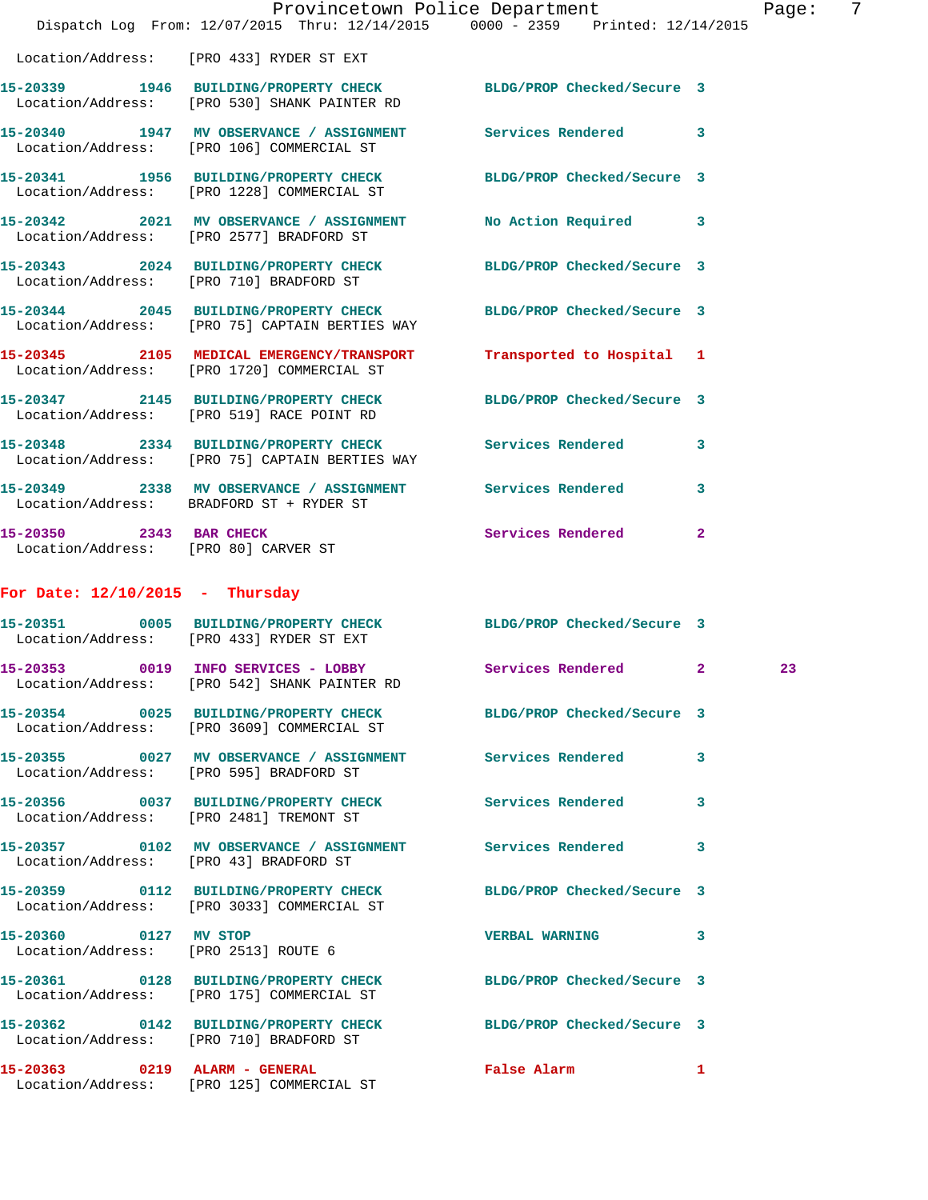Location/Address: [PRO 433] RYDER ST EXT

| Call # | Time | Call Reason | Action | Priority | |
|---|---|---|---|---|---|
| 15-20339 | 1946 | BUILDING/PROPERTY CHECK | BLDG/PROP Checked/Secure | 3 | |
| | | Location/Address: [PRO 530] SHANK PAINTER RD | | | |
| 15-20340 | 1947 | MV OBSERVANCE / ASSIGNMENT | Services Rendered | 3 | |
| | | Location/Address: [PRO 106] COMMERCIAL ST | | | |
| 15-20341 | 1956 | BUILDING/PROPERTY CHECK | BLDG/PROP Checked/Secure | 3 | |
| | | Location/Address: [PRO 1228] COMMERCIAL ST | | | |
| 15-20342 | 2021 | MV OBSERVANCE / ASSIGNMENT | No Action Required | 3 | |
| | | Location/Address: [PRO 2577] BRADFORD ST | | | |
| 15-20343 | 2024 | BUILDING/PROPERTY CHECK | BLDG/PROP Checked/Secure | 3 | |
| | | Location/Address: [PRO 710] BRADFORD ST | | | |
| 15-20344 | 2045 | BUILDING/PROPERTY CHECK | BLDG/PROP Checked/Secure | 3 | |
| | | Location/Address: [PRO 75] CAPTAIN BERTIES WAY | | | |
| 15-20345 | 2105 | MEDICAL EMERGENCY/TRANSPORT | Transported to Hospital | 1 | |
| | | Location/Address: [PRO 1720] COMMERCIAL ST | | | |
| 15-20347 | 2145 | BUILDING/PROPERTY CHECK | BLDG/PROP Checked/Secure | 3 | |
| | | Location/Address: [PRO 519] RACE POINT RD | | | |
| 15-20348 | 2334 | BUILDING/PROPERTY CHECK | Services Rendered | 3 | |
| | | Location/Address: [PRO 75] CAPTAIN BERTIES WAY | | | |
| 15-20349 | 2338 | MV OBSERVANCE / ASSIGNMENT | Services Rendered | 3 | |
| | | Location/Address: BRADFORD ST + RYDER ST | | | |
| 15-20350 | 2343 | BAR CHECK | Services Rendered | 2 | |
| | | Location/Address: [PRO 80] CARVER ST | | | |

## For Date: 12/10/2015 - Thursday

| Call # | Time | Call Reason | Action | Priority | |
|---|---|---|---|---|---|
| 15-20351 | 0005 | BUILDING/PROPERTY CHECK | BLDG/PROP Checked/Secure | 3 | |
| | | Location/Address: [PRO 433] RYDER ST EXT | | | |
| 15-20353 | 0019 | INFO SERVICES - LOBBY | Services Rendered | 2 | 23 |
| | | Location/Address: [PRO 542] SHANK PAINTER RD | | | |
| 15-20354 | 0025 | BUILDING/PROPERTY CHECK | BLDG/PROP Checked/Secure | 3 | |
| | | Location/Address: [PRO 3609] COMMERCIAL ST | | | |
| 15-20355 | 0027 | MV OBSERVANCE / ASSIGNMENT | Services Rendered | 3 | |
| | | Location/Address: [PRO 595] BRADFORD ST | | | |
| 15-20356 | 0037 | BUILDING/PROPERTY CHECK | Services Rendered | 3 | |
| | | Location/Address: [PRO 2481] TREMONT ST | | | |
| 15-20357 | 0102 | MV OBSERVANCE / ASSIGNMENT | Services Rendered | 3 | |
| | | Location/Address: [PRO 43] BRADFORD ST | | | |
| 15-20359 | 0112 | BUILDING/PROPERTY CHECK | BLDG/PROP Checked/Secure | 3 | |
| | | Location/Address: [PRO 3033] COMMERCIAL ST | | | |
| 15-20360 | 0127 | MV STOP | VERBAL WARNING | 3 | |
| | | Location/Address: [PRO 2513] ROUTE 6 | | | |
| 15-20361 | 0128 | BUILDING/PROPERTY CHECK | BLDG/PROP Checked/Secure | 3 | |
| | | Location/Address: [PRO 175] COMMERCIAL ST | | | |
| 15-20362 | 0142 | BUILDING/PROPERTY CHECK | BLDG/PROP Checked/Secure | 3 | |
| | | Location/Address: [PRO 710] BRADFORD ST | | | |
| 15-20363 | 0219 | ALARM - GENERAL | False Alarm | 1 | |
| | | Location/Address: [PRO 125] COMMERCIAL ST | | | |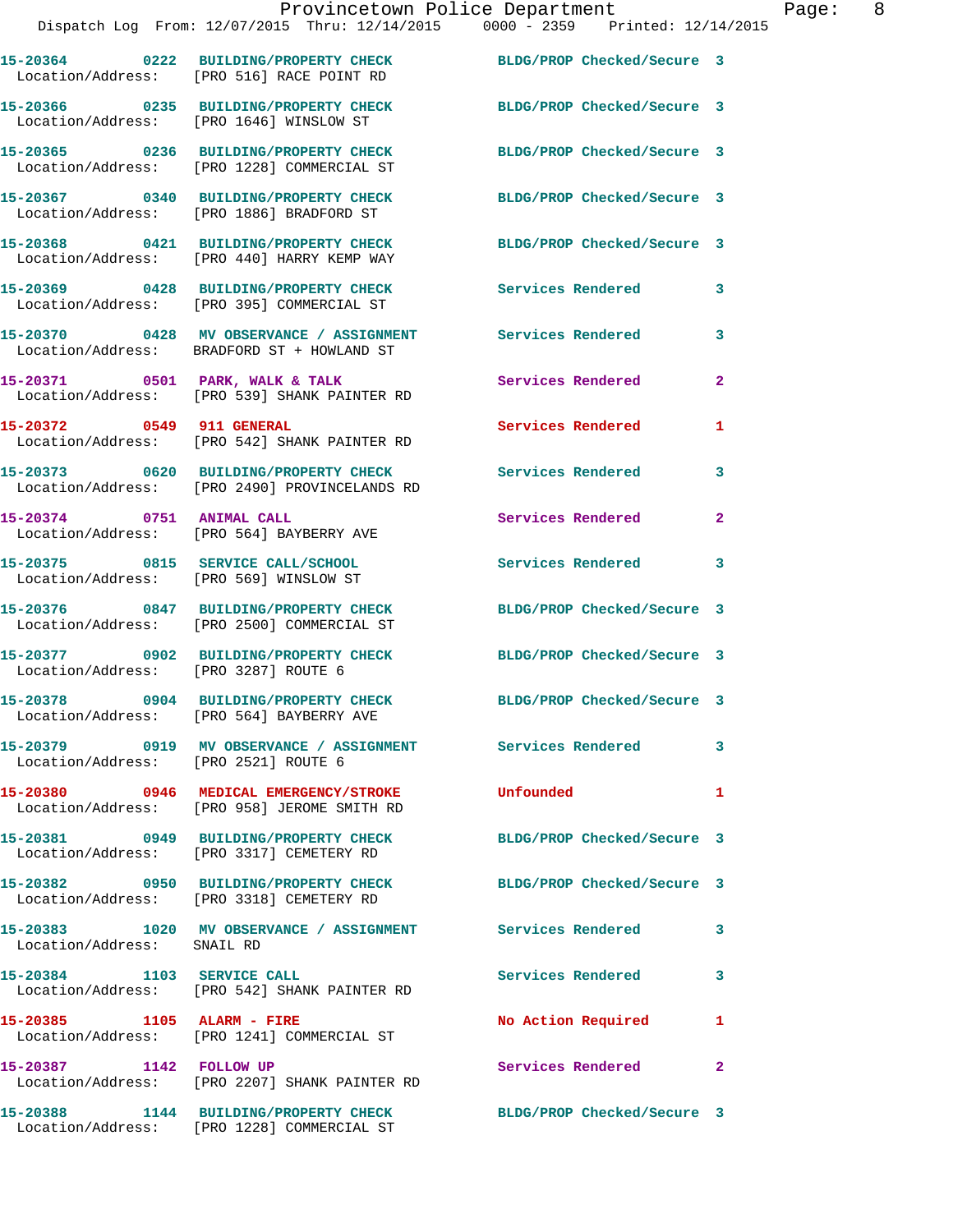15-20364 0222 BUILDING/PROPERTY CHECK BLDG/PROP Checked/Secure 3
Location/Address: [PRO 516] RACE POINT RD

15-20366 0235 BUILDING/PROPERTY CHECK BLDG/PROP Checked/Secure 3
Location/Address: [PRO 1646] WINSLOW ST

15-20365 0236 BUILDING/PROPERTY CHECK BLDG/PROP Checked/Secure 3
Location/Address: [PRO 1228] COMMERCIAL ST

15-20367 0340 BUILDING/PROPERTY CHECK BLDG/PROP Checked/Secure 3
Location/Address: [PRO 1886] BRADFORD ST

15-20368 0421 BUILDING/PROPERTY CHECK BLDG/PROP Checked/Secure 3
Location/Address: [PRO 440] HARRY KEMP WAY

15-20369 0428 BUILDING/PROPERTY CHECK Services Rendered 3
Location/Address: [PRO 395] COMMERCIAL ST

15-20370 0428 MV OBSERVANCE / ASSIGNMENT Services Rendered 3
Location/Address: BRADFORD ST + HOWLAND ST

15-20371 0501 PARK, WALK & TALK Services Rendered 2
Location/Address: [PRO 539] SHANK PAINTER RD

15-20372 0549 911 GENERAL Services Rendered 1
Location/Address: [PRO 542] SHANK PAINTER RD

15-20373 0620 BUILDING/PROPERTY CHECK Services Rendered 3
Location/Address: [PRO 2490] PROVINCELANDS RD

15-20374 0751 ANIMAL CALL Services Rendered 2
Location/Address: [PRO 564] BAYBERRY AVE

15-20375 0815 SERVICE CALL/SCHOOL Services Rendered 3
Location/Address: [PRO 569] WINSLOW ST

15-20376 0847 BUILDING/PROPERTY CHECK BLDG/PROP Checked/Secure 3
Location/Address: [PRO 2500] COMMERCIAL ST

15-20377 0902 BUILDING/PROPERTY CHECK BLDG/PROP Checked/Secure 3
Location/Address: [PRO 3287] ROUTE 6

15-20378 0904 BUILDING/PROPERTY CHECK BLDG/PROP Checked/Secure 3
Location/Address: [PRO 564] BAYBERRY AVE

15-20379 0919 MV OBSERVANCE / ASSIGNMENT Services Rendered 3
Location/Address: [PRO 2521] ROUTE 6

15-20380 0946 MEDICAL EMERGENCY/STROKE Unfounded 1
Location/Address: [PRO 958] JEROME SMITH RD

15-20381 0949 BUILDING/PROPERTY CHECK BLDG/PROP Checked/Secure 3
Location/Address: [PRO 3317] CEMETERY RD

15-20382 0950 BUILDING/PROPERTY CHECK BLDG/PROP Checked/Secure 3
Location/Address: [PRO 3318] CEMETERY RD

15-20383 1020 MV OBSERVANCE / ASSIGNMENT Services Rendered 3
Location/Address: SNAIL RD

15-20384 1103 SERVICE CALL Services Rendered 3
Location/Address: [PRO 542] SHANK PAINTER RD

15-20385 1105 ALARM - FIRE No Action Required 1
Location/Address: [PRO 1241] COMMERCIAL ST

15-20387 1142 FOLLOW UP Services Rendered 2
Location/Address: [PRO 2207] SHANK PAINTER RD

15-20388 1144 BUILDING/PROPERTY CHECK BLDG/PROP Checked/Secure 3
Location/Address: [PRO 1228] COMMERCIAL ST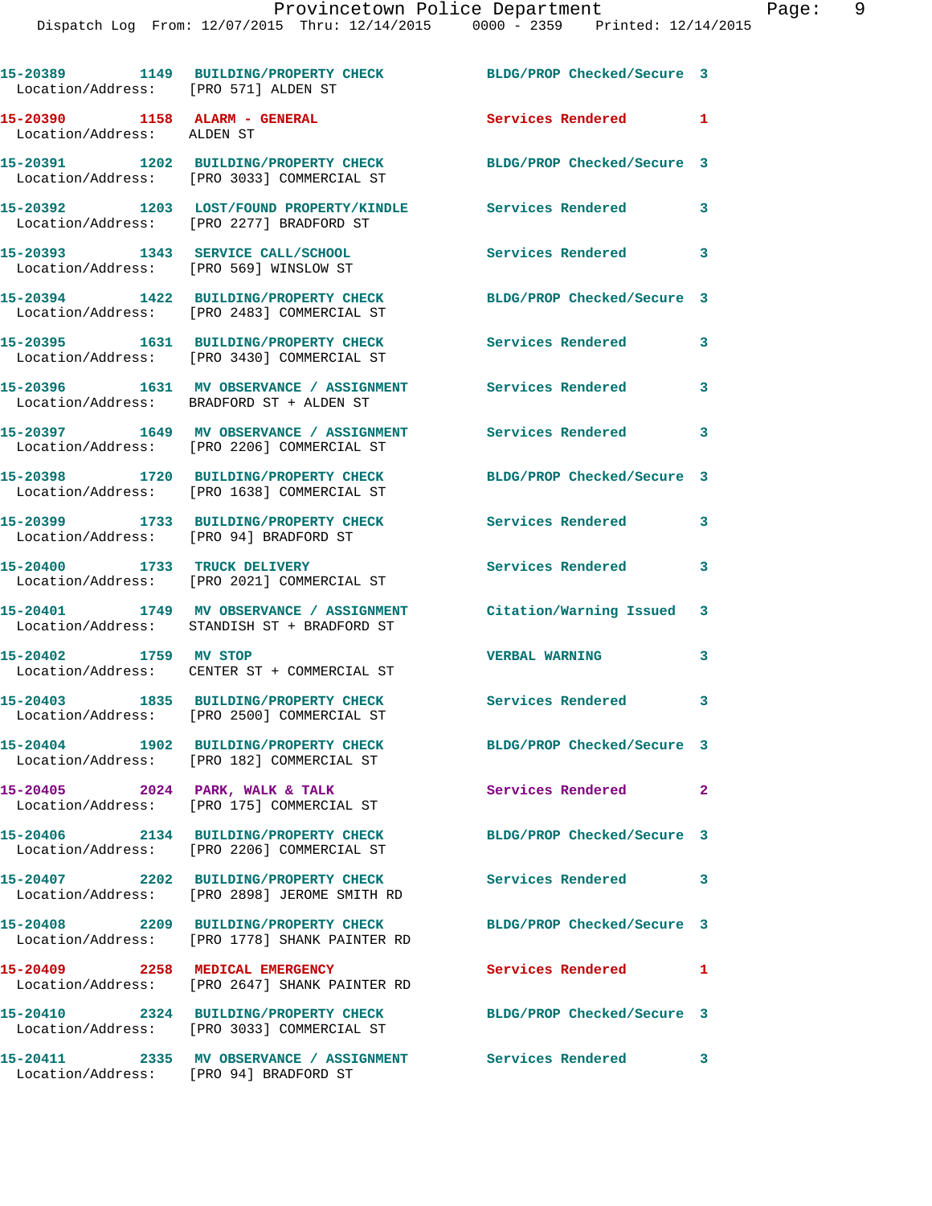15-20389 1149 **BUILDING/PROPERTY CHECK** BLDG/PROP Checked/Secure 3
Location/Address: [PRO 571] ALDEN ST

15-20390 1158 **ALARM - GENERAL** Services Rendered 1
Location/Address: ALDEN ST

15-20391 1202 **BUILDING/PROPERTY CHECK** BLDG/PROP Checked/Secure 3
Location/Address: [PRO 3033] COMMERCIAL ST

15-20392 1203 **LOST/FOUND PROPERTY/KINDLE** Services Rendered 3
Location/Address: [PRO 2277] BRADFORD ST

15-20393 1343 **SERVICE CALL/SCHOOL** Services Rendered 3
Location/Address: [PRO 569] WINSLOW ST

15-20394 1422 **BUILDING/PROPERTY CHECK** BLDG/PROP Checked/Secure 3
Location/Address: [PRO 2483] COMMERCIAL ST

15-20395 1631 **BUILDING/PROPERTY CHECK** Services Rendered 3
Location/Address: [PRO 3430] COMMERCIAL ST

15-20396 1631 **MV OBSERVATION / ASSIGNMENT** Services Rendered 3
Location/Address: BRADFORD ST + ALDEN ST

15-20397 1649 **MV OBSERVATION / ASSIGNMENT** Services Rendered 3
Location/Address: [PRO 2206] COMMERCIAL ST

15-20398 1720 **BUILDING/PROPERTY CHECK** BLDG/PROP Checked/Secure 3
Location/Address: [PRO 1638] COMMERCIAL ST

15-20399 1733 **BUILDING/PROPERTY CHECK** Services Rendered 3
Location/Address: [PRO 94] BRADFORD ST

15-20400 1733 **TRUCK DELIVERY** Services Rendered 3
Location/Address: [PRO 2021] COMMERCIAL ST

15-20401 1749 **MV OBSERVATION / ASSIGNMENT** Citation/Warning Issued 3
Location/Address: STANDISH ST + BRADFORD ST

15-20402 1759 **MV STOP** VERBAL WARNING 3
Location/Address: CENTER ST + COMMERCIAL ST

15-20403 1835 **BUILDING/PROPERTY CHECK** Services Rendered 3
Location/Address: [PRO 2500] COMMERCIAL ST

15-20404 1902 **BUILDING/PROPERTY CHECK** BLDG/PROP Checked/Secure 3
Location/Address: [PRO 182] COMMERCIAL ST

15-20405 2024 **PARK, WALK & TALK** Services Rendered 2
Location/Address: [PRO 175] COMMERCIAL ST

15-20406 2134 **BUILDING/PROPERTY CHECK** BLDG/PROP Checked/Secure 3
Location/Address: [PRO 2206] COMMERCIAL ST

15-20407 2202 **BUILDING/PROPERTY CHECK** Services Rendered 3
Location/Address: [PRO 2898] JEROME SMITH RD

15-20408 2209 **BUILDING/PROPERTY CHECK** BLDG/PROP Checked/Secure 3
Location/Address: [PRO 1778] SHANK PAINTER RD

15-20409 2258 **MEDICAL EMERGENCY** Services Rendered 1
Location/Address: [PRO 2647] SHANK PAINTER RD

15-20410 2324 **BUILDING/PROPERTY CHECK** BLDG/PROP Checked/Secure 3
Location/Address: [PRO 3033] COMMERCIAL ST

15-20411 2335 **MV OBSERVATION / ASSIGNMENT** Services Rendered 3
Location/Address: [PRO 94] BRADFORD ST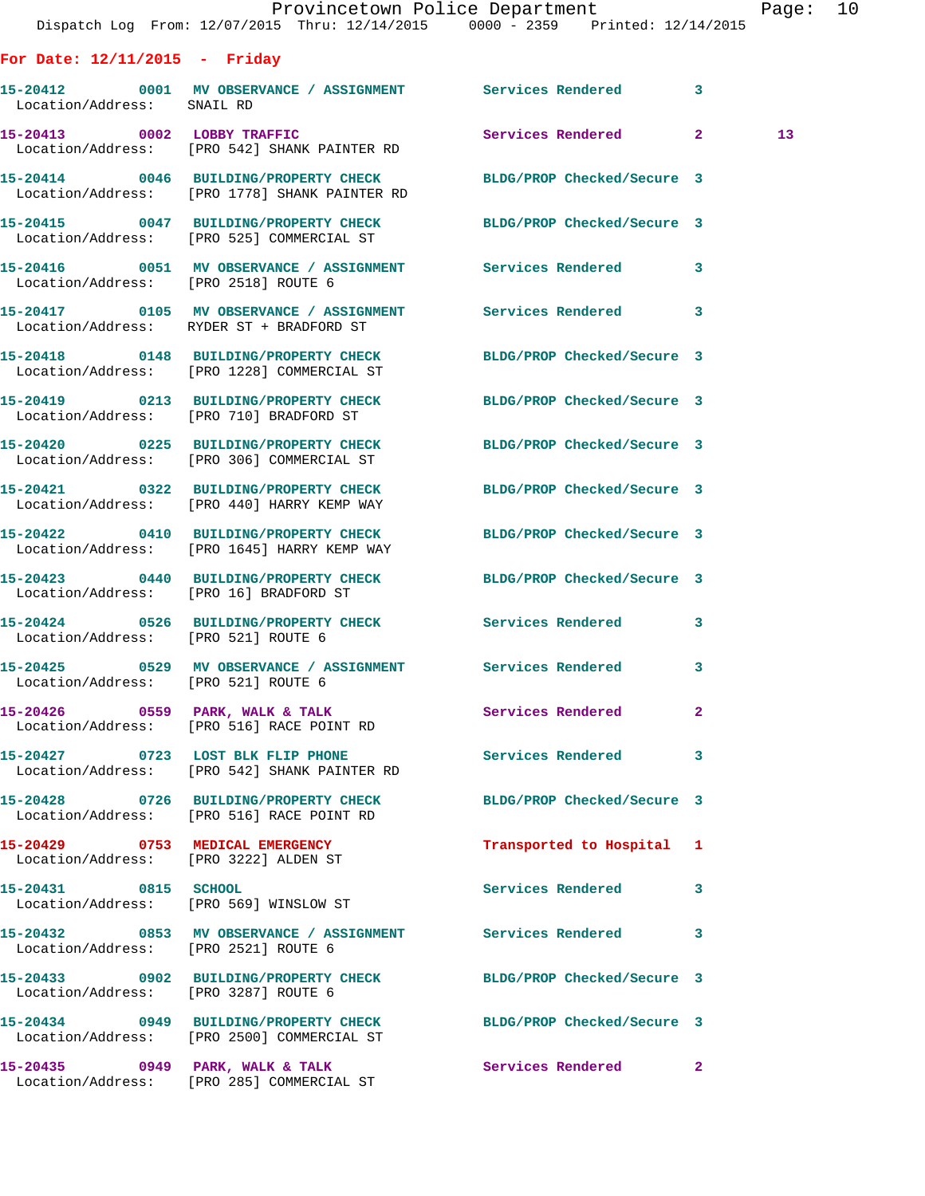**For Date: 12/11/2015 - Friday**

| Call # | Time | Call Type | Disposition | Priority | |
|---|---|---|---|---|---|
| 15-20412 | 0001 | MV OBSERVANCE / ASSIGNMENT | Services Rendered | 3 | |
| Location/Address: SNAIL RD | | | | | |
| 15-20413 | 0002 | LOBBY TRAFFIC | Services Rendered | 2 | 13 |
| Location/Address: [PRO 542] SHANK PAINTER RD | | | | | |
| 15-20414 | 0046 | BUILDING/PROPERTY CHECK | BLDG/PROP Checked/Secure | 3 | |
| Location/Address: [PRO 1778] SHANK PAINTER RD | | | | | |
| 15-20415 | 0047 | BUILDING/PROPERTY CHECK | BLDG/PROP Checked/Secure | 3 | |
| Location/Address: [PRO 525] COMMERCIAL ST | | | | | |
| 15-20416 | 0051 | MV OBSERVANCE / ASSIGNMENT | Services Rendered | 3 | |
| Location/Address: [PRO 2518] ROUTE 6 | | | | | |
| 15-20417 | 0105 | MV OBSERVANCE / ASSIGNMENT | Services Rendered | 3 | |
| Location/Address: RYDER ST + BRADFORD ST | | | | | |
| 15-20418 | 0148 | BUILDING/PROPERTY CHECK | BLDG/PROP Checked/Secure | 3 | |
| Location/Address: [PRO 1228] COMMERCIAL ST | | | | | |
| 15-20419 | 0213 | BUILDING/PROPERTY CHECK | BLDG/PROP Checked/Secure | 3 | |
| Location/Address: [PRO 710] BRADFORD ST | | | | | |
| 15-20420 | 0225 | BUILDING/PROPERTY CHECK | BLDG/PROP Checked/Secure | 3 | |
| Location/Address: [PRO 306] COMMERCIAL ST | | | | | |
| 15-20421 | 0322 | BUILDING/PROPERTY CHECK | BLDG/PROP Checked/Secure | 3 | |
| Location/Address: [PRO 440] HARRY KEMP WAY | | | | | |
| 15-20422 | 0410 | BUILDING/PROPERTY CHECK | BLDG/PROP Checked/Secure | 3 | |
| Location/Address: [PRO 1645] HARRY KEMP WAY | | | | | |
| 15-20423 | 0440 | BUILDING/PROPERTY CHECK | BLDG/PROP Checked/Secure | 3 | |
| Location/Address: [PRO 16] BRADFORD ST | | | | | |
| 15-20424 | 0526 | BUILDING/PROPERTY CHECK | Services Rendered | 3 | |
| Location/Address: [PRO 521] ROUTE 6 | | | | | |
| 15-20425 | 0529 | MV OBSERVANCE / ASSIGNMENT | Services Rendered | 3 | |
| Location/Address: [PRO 521] ROUTE 6 | | | | | |
| 15-20426 | 0559 | PARK, WALK & TALK | Services Rendered | 2 | |
| Location/Address: [PRO 516] RACE POINT RD | | | | | |
| 15-20427 | 0723 | LOST BLK FLIP PHONE | Services Rendered | 3 | |
| Location/Address: [PRO 542] SHANK PAINTER RD | | | | | |
| 15-20428 | 0726 | BUILDING/PROPERTY CHECK | BLDG/PROP Checked/Secure | 3 | |
| Location/Address: [PRO 516] RACE POINT RD | | | | | |
| 15-20429 | 0753 | MEDICAL EMERGENCY | Transported to Hospital | 1 | |
| Location/Address: [PRO 3222] ALDEN ST | | | | | |
| 15-20431 | 0815 | SCHOOL | Services Rendered | 3 | |
| Location/Address: [PRO 569] WINSLOW ST | | | | | |
| 15-20432 | 0853 | MV OBSERVANCE / ASSIGNMENT | Services Rendered | 3 | |
| Location/Address: [PRO 2521] ROUTE 6 | | | | | |
| 15-20433 | 0902 | BUILDING/PROPERTY CHECK | BLDG/PROP Checked/Secure | 3 | |
| Location/Address: [PRO 3287] ROUTE 6 | | | | | |
| 15-20434 | 0949 | BUILDING/PROPERTY CHECK | BLDG/PROP Checked/Secure | 3 | |
| Location/Address: [PRO 2500] COMMERCIAL ST | | | | | |
| 15-20435 | 0949 | PARK, WALK & TALK | Services Rendered | 2 | |
| Location/Address: [PRO 285] COMMERCIAL ST | | | | | |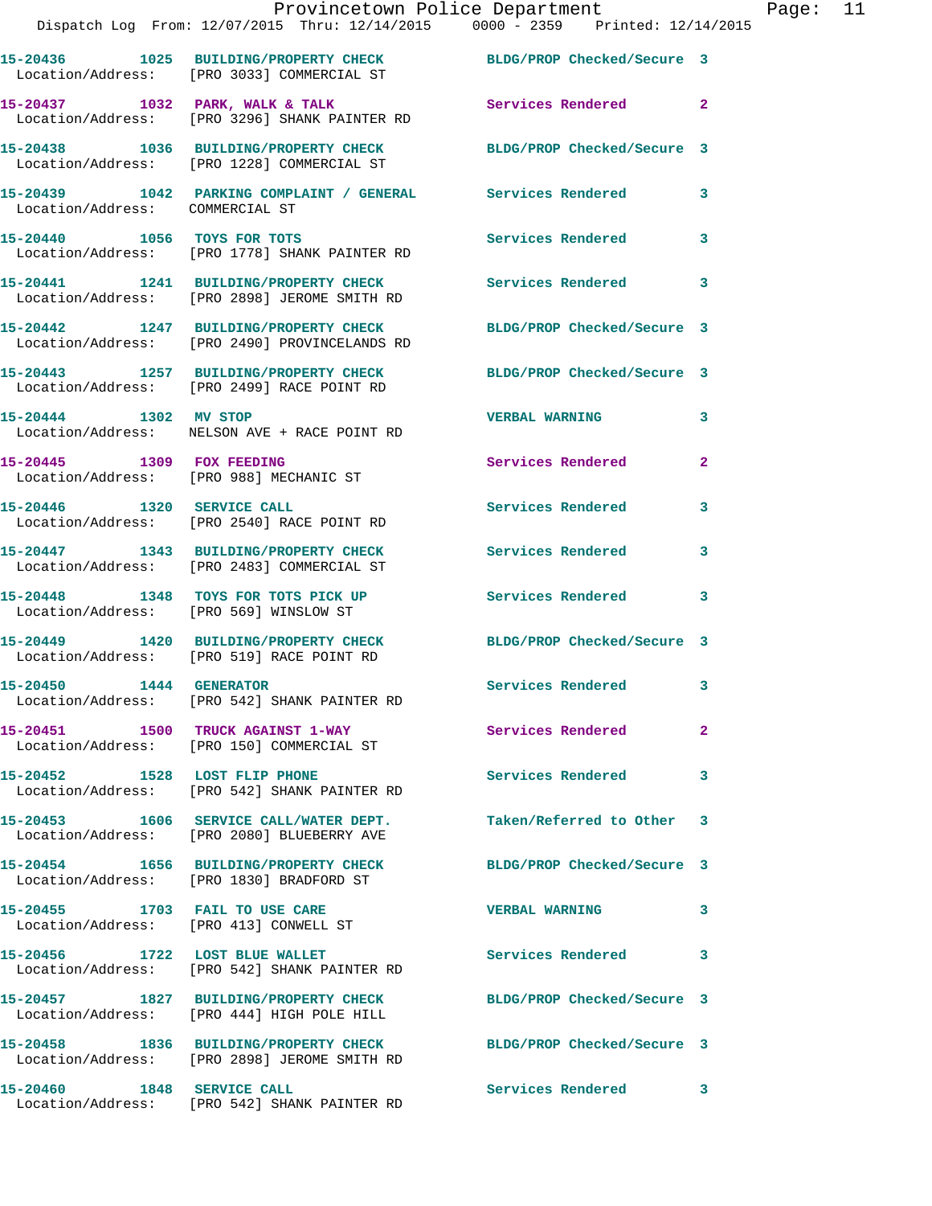| Call Number | Time | Call Reason | Action | Priority |
|---|---|---|---|---|
| 15-20436 | 1025 | BUILDING/PROPERTY CHECK | BLDG/PROP Checked/Secure | 3 |
| Location/Address: | [PRO 3033] COMMERCIAL ST | | | |
| 15-20437 | 1032 | PARK, WALK & TALK | Services Rendered | 2 |
| Location/Address: | [PRO 3296] SHANK PAINTER RD | | | |
| 15-20438 | 1036 | BUILDING/PROPERTY CHECK | BLDG/PROP Checked/Secure | 3 |
| Location/Address: | [PRO 1228] COMMERCIAL ST | | | |
| 15-20439 | 1042 | PARKING COMPLAINT / GENERAL | Services Rendered | 3 |
| Location/Address: | COMMERCIAL ST | | | |
| 15-20440 | 1056 | TOYS FOR TOTS | Services Rendered | 3 |
| Location/Address: | [PRO 1778] SHANK PAINTER RD | | | |
| 15-20441 | 1241 | BUILDING/PROPERTY CHECK | Services Rendered | 3 |
| Location/Address: | [PRO 2898] JEROME SMITH RD | | | |
| 15-20442 | 1247 | BUILDING/PROPERTY CHECK | BLDG/PROP Checked/Secure | 3 |
| Location/Address: | [PRO 2490] PROVINCELANDS RD | | | |
| 15-20443 | 1257 | BUILDING/PROPERTY CHECK | BLDG/PROP Checked/Secure | 3 |
| Location/Address: | [PRO 2499] RACE POINT RD | | | |
| 15-20444 | 1302 | MV STOP | VERBAL WARNING | 3 |
| Location/Address: | NELSON AVE + RACE POINT RD | | | |
| 15-20445 | 1309 | FOX FEEDING | Services Rendered | 2 |
| Location/Address: | [PRO 988] MECHANIC ST | | | |
| 15-20446 | 1320 | SERVICE CALL | Services Rendered | 3 |
| Location/Address: | [PRO 2540] RACE POINT RD | | | |
| 15-20447 | 1343 | BUILDING/PROPERTY CHECK | Services Rendered | 3 |
| Location/Address: | [PRO 2483] COMMERCIAL ST | | | |
| 15-20448 | 1348 | TOYS FOR TOTS PICK UP | Services Rendered | 3 |
| Location/Address: | [PRO 569] WINSLOW ST | | | |
| 15-20449 | 1420 | BUILDING/PROPERTY CHECK | BLDG/PROP Checked/Secure | 3 |
| Location/Address: | [PRO 519] RACE POINT RD | | | |
| 15-20450 | 1444 | GENERATOR | Services Rendered | 3 |
| Location/Address: | [PRO 542] SHANK PAINTER RD | | | |
| 15-20451 | 1500 | TRUCK AGAINST 1-WAY | Services Rendered | 2 |
| Location/Address: | [PRO 150] COMMERCIAL ST | | | |
| 15-20452 | 1528 | LOST FLIP PHONE | Services Rendered | 3 |
| Location/Address: | [PRO 542] SHANK PAINTER RD | | | |
| 15-20453 | 1606 | SERVICE CALL/WATER DEPT. | Taken/Referred to Other | 3 |
| Location/Address: | [PRO 2080] BLUEBERRY AVE | | | |
| 15-20454 | 1656 | BUILDING/PROPERTY CHECK | BLDG/PROP Checked/Secure | 3 |
| Location/Address: | [PRO 1830] BRADFORD ST | | | |
| 15-20455 | 1703 | FAIL TO USE CARE | VERBAL WARNING | 3 |
| Location/Address: | [PRO 413] CONWELL ST | | | |
| 15-20456 | 1722 | LOST BLUE WALLET | Services Rendered | 3 |
| Location/Address: | [PRO 542] SHANK PAINTER RD | | | |
| 15-20457 | 1827 | BUILDING/PROPERTY CHECK | BLDG/PROP Checked/Secure | 3 |
| Location/Address: | [PRO 444] HIGH POLE HILL | | | |
| 15-20458 | 1836 | BUILDING/PROPERTY CHECK | BLDG/PROP Checked/Secure | 3 |
| Location/Address: | [PRO 2898] JEROME SMITH RD | | | |
| 15-20460 | 1848 | SERVICE CALL | Services Rendered | 3 |
| Location/Address: | [PRO 542] SHANK PAINTER RD | | | |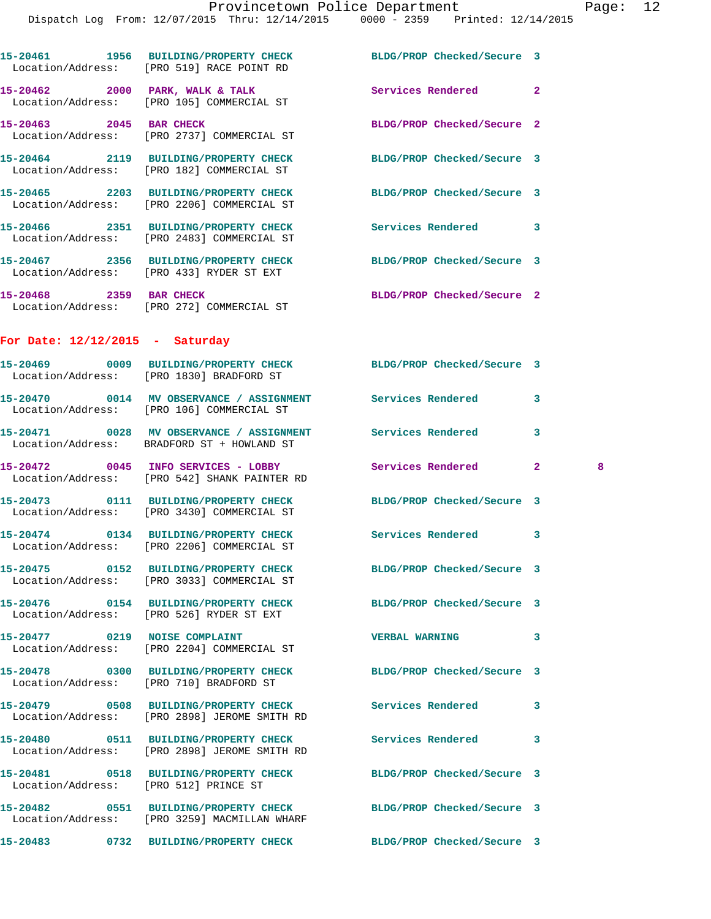15-20461 1956 BUILDING/PROPERTY CHECK BLDG/PROP Checked/Secure 3
Location/Address: [PRO 519] RACE POINT RD

15-20462 2000 PARK, WALK & TALK Services Rendered 2
Location/Address: [PRO 105] COMMERCIAL ST

15-20463 2045 BAR CHECK BLDG/PROP Checked/Secure 2
Location/Address: [PRO 2737] COMMERCIAL ST

15-20464 2119 BUILDING/PROPERTY CHECK BLDG/PROP Checked/Secure 3
Location/Address: [PRO 182] COMMERCIAL ST

15-20465 2203 BUILDING/PROPERTY CHECK BLDG/PROP Checked/Secure 3
Location/Address: [PRO 2206] COMMERCIAL ST

15-20466 2351 BUILDING/PROPERTY CHECK Services Rendered 3
Location/Address: [PRO 2483] COMMERCIAL ST

15-20467 2356 BUILDING/PROPERTY CHECK BLDG/PROP Checked/Secure 3
Location/Address: [PRO 433] RYDER ST EXT

15-20468 2359 BAR CHECK BLDG/PROP Checked/Secure 2
Location/Address: [PRO 272] COMMERCIAL ST

## For Date: 12/12/2015 - Saturday

15-20469 0009 BUILDING/PROPERTY CHECK BLDG/PROP Checked/Secure 3
Location/Address: [PRO 1830] BRADFORD ST

15-20470 0014 MV OBSERVANCE / ASSIGNMENT Services Rendered 3
Location/Address: [PRO 106] COMMERCIAL ST

15-20471 0028 MV OBSERVANCE / ASSIGNMENT Services Rendered 3
Location/Address: BRADFORD ST + HOWLAND ST

15-20472 0045 INFO SERVICES - LOBBY Services Rendered 2 8
Location/Address: [PRO 542] SHANK PAINTER RD

15-20473 0111 BUILDING/PROPERTY CHECK BLDG/PROP Checked/Secure 3
Location/Address: [PRO 3430] COMMERCIAL ST

15-20474 0134 BUILDING/PROPERTY CHECK Services Rendered 3
Location/Address: [PRO 2206] COMMERCIAL ST

15-20475 0152 BUILDING/PROPERTY CHECK BLDG/PROP Checked/Secure 3
Location/Address: [PRO 3033] COMMERCIAL ST

15-20476 0154 BUILDING/PROPERTY CHECK BLDG/PROP Checked/Secure 3
Location/Address: [PRO 526] RYDER ST EXT

15-20477 0219 NOISE COMPLAINT VERBAL WARNING 3
Location/Address: [PRO 2204] COMMERCIAL ST

15-20478 0300 BUILDING/PROPERTY CHECK BLDG/PROP Checked/Secure 3
Location/Address: [PRO 710] BRADFORD ST

15-20479 0508 BUILDING/PROPERTY CHECK Services Rendered 3
Location/Address: [PRO 2898] JEROME SMITH RD

15-20480 0511 BUILDING/PROPERTY CHECK Services Rendered 3
Location/Address: [PRO 2898] JEROME SMITH RD

15-20481 0518 BUILDING/PROPERTY CHECK BLDG/PROP Checked/Secure 3
Location/Address: [PRO 512] PRINCE ST

15-20482 0551 BUILDING/PROPERTY CHECK BLDG/PROP Checked/Secure 3
Location/Address: [PRO 3259] MACMILLAN WHARF

15-20483 0732 BUILDING/PROPERTY CHECK BLDG/PROP Checked/Secure 3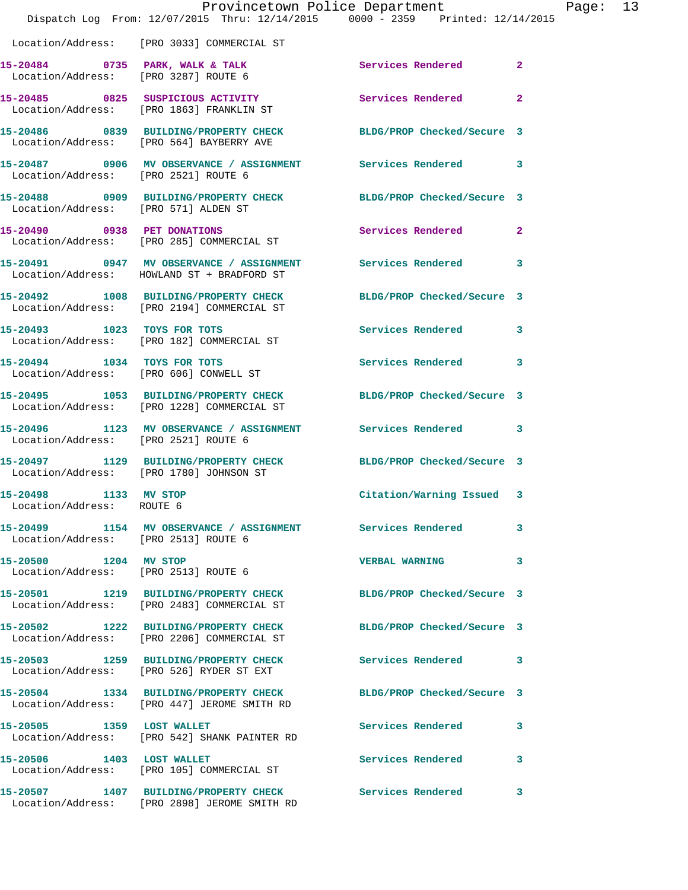Location/Address: [PRO 3033] COMMERCIAL ST

**15-20484 0735 PARK, WALK & TALK** Services Rendered 2
Location/Address: [PRO 3287] ROUTE 6

**15-20485 0825 SUSPICIOUS ACTIVITY** Services Rendered 2
Location/Address: [PRO 1863] FRANKLIN ST

**15-20486 0839 BUILDING/PROPERTY CHECK** BLDG/PROP Checked/Secure 3
Location/Address: [PRO 564] BAYBERRY AVE

**15-20487 0906 MV OBSERVANCE / ASSIGNMENT** Services Rendered 3
Location/Address: [PRO 2521] ROUTE 6

**15-20488 0909 BUILDING/PROPERTY CHECK** BLDG/PROP Checked/Secure 3
Location/Address: [PRO 571] ALDEN ST

**15-20490 0938 PET DONATIONS** Services Rendered 2
Location/Address: [PRO 285] COMMERCIAL ST

**15-20491 0947 MV OBSERVANCE / ASSIGNMENT** Services Rendered 3
Location/Address: HOWLAND ST + BRADFORD ST

**15-20492 1008 BUILDING/PROPERTY CHECK** BLDG/PROP Checked/Secure 3
Location/Address: [PRO 2194] COMMERCIAL ST

**15-20493 1023 TOYS FOR TOTS** Services Rendered 3
Location/Address: [PRO 182] COMMERCIAL ST

**15-20494 1034 TOYS FOR TOTS** Services Rendered 3
Location/Address: [PRO 606] CONWELL ST

**15-20495 1053 BUILDING/PROPERTY CHECK** BLDG/PROP Checked/Secure 3
Location/Address: [PRO 1228] COMMERCIAL ST

**15-20496 1123 MV OBSERVANCE / ASSIGNMENT** Services Rendered 3
Location/Address: [PRO 2521] ROUTE 6

**15-20497 1129 BUILDING/PROPERTY CHECK** BLDG/PROP Checked/Secure 3
Location/Address: [PRO 1780] JOHNSON ST

**15-20498 1133 MV STOP** Citation/Warning Issued 3
Location/Address: ROUTE 6

**15-20499 1154 MV OBSERVANCE / ASSIGNMENT** Services Rendered 3
Location/Address: [PRO 2513] ROUTE 6

**15-20500 1204 MV STOP** VERBAL WARNING 3
Location/Address: [PRO 2513] ROUTE 6

**15-20501 1219 BUILDING/PROPERTY CHECK** BLDG/PROP Checked/Secure 3
Location/Address: [PRO 2483] COMMERCIAL ST

**15-20502 1222 BUILDING/PROPERTY CHECK** BLDG/PROP Checked/Secure 3
Location/Address: [PRO 2206] COMMERCIAL ST

**15-20503 1259 BUILDING/PROPERTY CHECK** Services Rendered 3
Location/Address: [PRO 526] RYDER ST EXT

**15-20504 1334 BUILDING/PROPERTY CHECK** BLDG/PROP Checked/Secure 3
Location/Address: [PRO 447] JEROME SMITH RD

**15-20505 1359 LOST WALLET** Services Rendered 3
Location/Address: [PRO 542] SHANK PAINTER RD

**15-20506 1403 LOST WALLET** Services Rendered 3
Location/Address: [PRO 105] COMMERCIAL ST

**15-20507 1407 BUILDING/PROPERTY CHECK** Services Rendered 3
Location/Address: [PRO 2898] JEROME SMITH RD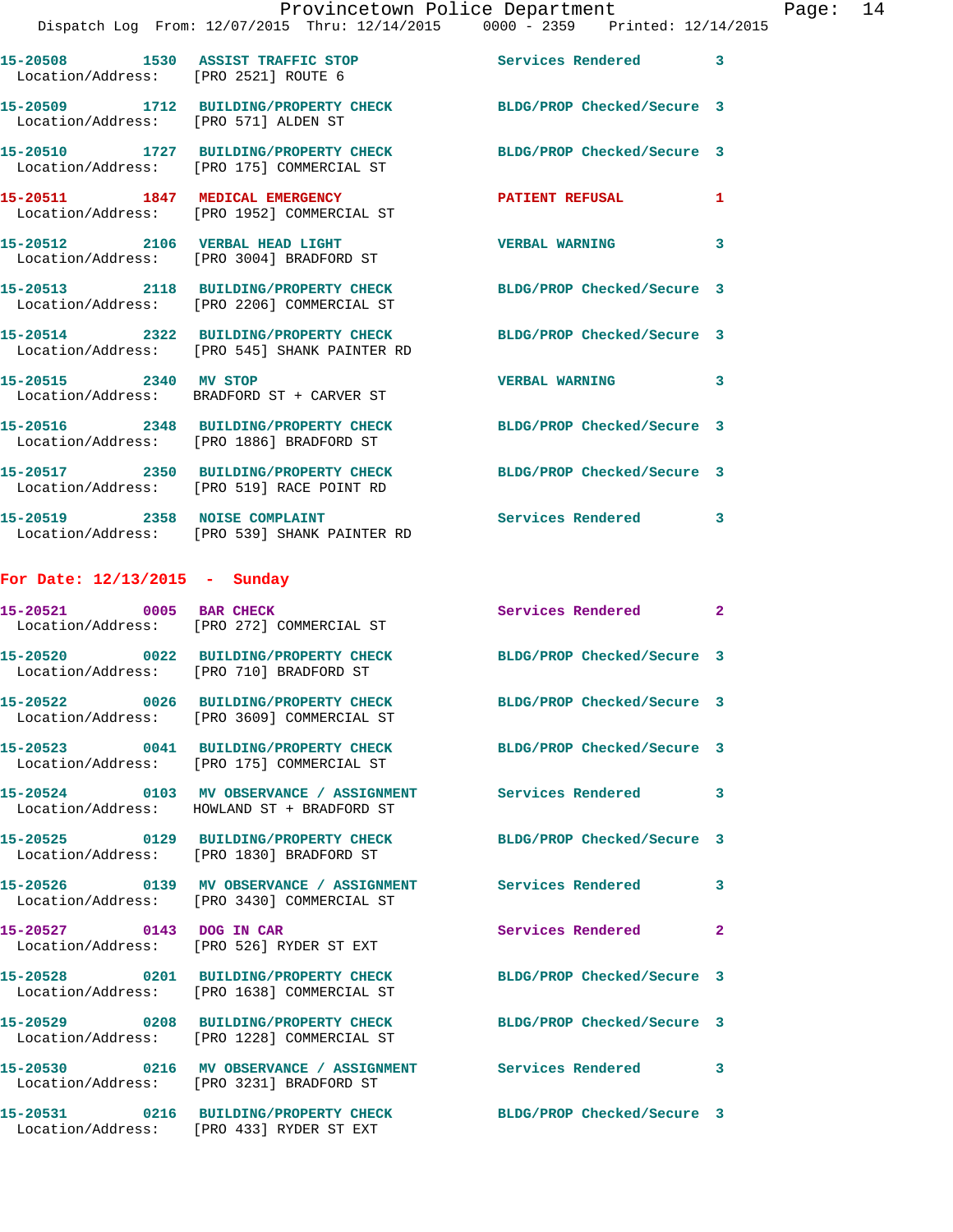15-20508 1530 ASSIST TRAFFIC STOP Services Rendered 3
Location/Address: [PRO 2521] ROUTE 6

15-20509 1712 BUILDING/PROPERTY CHECK BLDG/PROP Checked/Secure 3
Location/Address: [PRO 571] ALDEN ST

15-20510 1727 BUILDING/PROPERTY CHECK BLDG/PROP Checked/Secure 3
Location/Address: [PRO 175] COMMERCIAL ST

15-20511 1847 MEDICAL EMERGENCY PATIENT REFUSAL 1
Location/Address: [PRO 1952] COMMERCIAL ST

15-20512 2106 VERBAL HEAD LIGHT VERBAL WARNING 3
Location/Address: [PRO 3004] BRADFORD ST

15-20513 2118 BUILDING/PROPERTY CHECK BLDG/PROP Checked/Secure 3
Location/Address: [PRO 2206] COMMERCIAL ST

15-20514 2322 BUILDING/PROPERTY CHECK BLDG/PROP Checked/Secure 3
Location/Address: [PRO 545] SHANK PAINTER RD

15-20515 2340 MV STOP VERBAL WARNING 3
Location/Address: BRADFORD ST + CARVER ST

15-20516 2348 BUILDING/PROPERTY CHECK BLDG/PROP Checked/Secure 3
Location/Address: [PRO 1886] BRADFORD ST

15-20517 2350 BUILDING/PROPERTY CHECK BLDG/PROP Checked/Secure 3
Location/Address: [PRO 519] RACE POINT RD

15-20519 2358 NOISE COMPLAINT Services Rendered 3
Location/Address: [PRO 539] SHANK PAINTER RD

**For Date: 12/13/2015 - Sunday**

15-20521 0005 BAR CHECK Services Rendered 2
Location/Address: [PRO 272] COMMERCIAL ST

15-20520 0022 BUILDING/PROPERTY CHECK BLDG/PROP Checked/Secure 3
Location/Address: [PRO 710] BRADFORD ST

15-20522 0026 BUILDING/PROPERTY CHECK BLDG/PROP Checked/Secure 3
Location/Address: [PRO 3609] COMMERCIAL ST

15-20523 0041 BUILDING/PROPERTY CHECK BLDG/PROP Checked/Secure 3
Location/Address: [PRO 175] COMMERCIAL ST

15-20524 0103 MV OBSERVANCE / ASSIGNMENT Services Rendered 3
Location/Address: HOWLAND ST + BRADFORD ST

15-20525 0129 BUILDING/PROPERTY CHECK BLDG/PROP Checked/Secure 3
Location/Address: [PRO 1830] BRADFORD ST

15-20526 0139 MV OBSERVANCE / ASSIGNMENT Services Rendered 3
Location/Address: [PRO 3430] COMMERCIAL ST

15-20527 0143 DOG IN CAR Services Rendered 2
Location/Address: [PRO 526] RYDER ST EXT

15-20528 0201 BUILDING/PROPERTY CHECK BLDG/PROP Checked/Secure 3
Location/Address: [PRO 1638] COMMERCIAL ST

15-20529 0208 BUILDING/PROPERTY CHECK BLDG/PROP Checked/Secure 3
Location/Address: [PRO 1228] COMMERCIAL ST

15-20530 0216 MV OBSERVANCE / ASSIGNMENT Services Rendered 3
Location/Address: [PRO 3231] BRADFORD ST

15-20531 0216 BUILDING/PROPERTY CHECK BLDG/PROP Checked/Secure 3
Location/Address: [PRO 433] RYDER ST EXT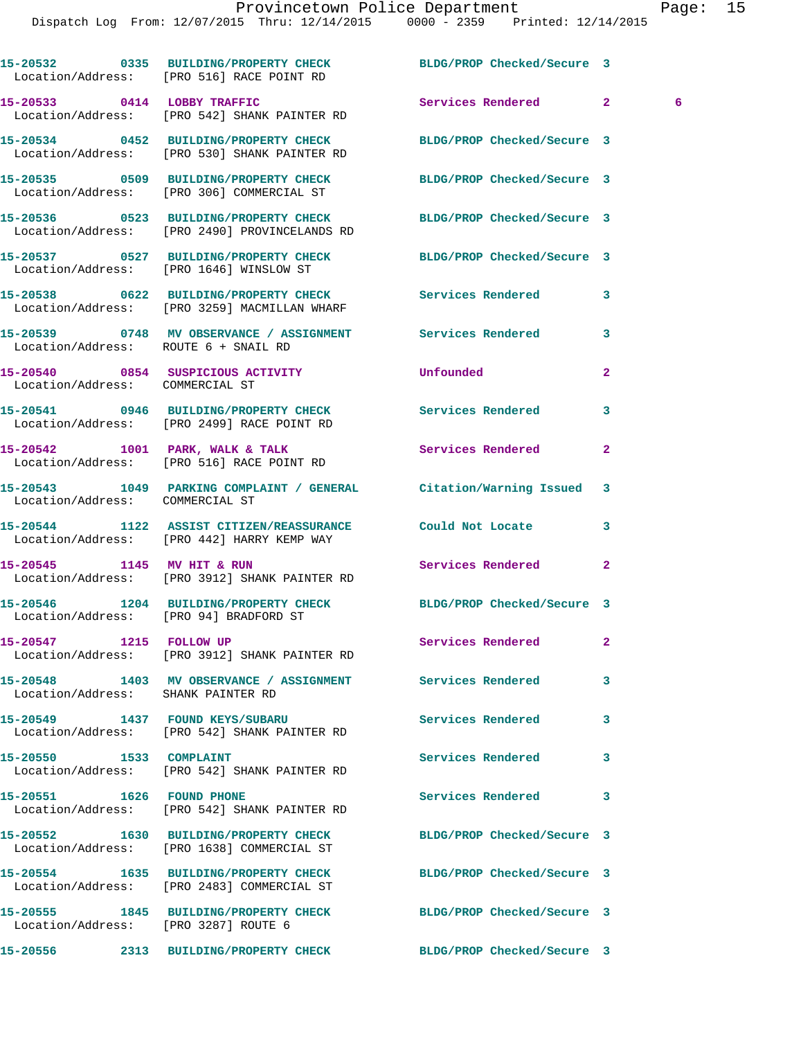15-20532 0335 BUILDING/PROPERTY CHECK BLDG/PROP Checked/Secure 3
Location/Address: [PRO 516] RACE POINT RD

15-20533 0414 LOBBY TRAFFIC Services Rendered 2 6
Location/Address: [PRO 542] SHANK PAINTER RD

15-20534 0452 BUILDING/PROPERTY CHECK BLDG/PROP Checked/Secure 3
Location/Address: [PRO 530] SHANK PAINTER RD

15-20535 0509 BUILDING/PROPERTY CHECK BLDG/PROP Checked/Secure 3
Location/Address: [PRO 306] COMMERCIAL ST

15-20536 0523 BUILDING/PROPERTY CHECK BLDG/PROP Checked/Secure 3
Location/Address: [PRO 2490] PROVINCELANDS RD

15-20537 0527 BUILDING/PROPERTY CHECK BLDG/PROP Checked/Secure 3
Location/Address: [PRO 1646] WINSLOW ST

15-20538 0622 BUILDING/PROPERTY CHECK Services Rendered 3
Location/Address: [PRO 3259] MACMILLAN WHARF

15-20539 0748 MV OBSERVANCE / ASSIGNMENT Services Rendered 3
Location/Address: ROUTE 6 + SNAIL RD

15-20540 0854 SUSPICIOUS ACTIVITY Unfounded 2
Location/Address: COMMERCIAL ST

15-20541 0946 BUILDING/PROPERTY CHECK Services Rendered 3
Location/Address: [PRO 2499] RACE POINT RD

15-20542 1001 PARK, WALK & TALK Services Rendered 2
Location/Address: [PRO 516] RACE POINT RD

15-20543 1049 PARKING COMPLAINT / GENERAL Citation/Warning Issued 3
Location/Address: COMMERCIAL ST

15-20544 1122 ASSIST CITIZEN/REASSURANCE Could Not Locate 3
Location/Address: [PRO 442] HARRY KEMP WAY

15-20545 1145 MV HIT & RUN Services Rendered 2
Location/Address: [PRO 3912] SHANK PAINTER RD

15-20546 1204 BUILDING/PROPERTY CHECK BLDG/PROP Checked/Secure 3
Location/Address: [PRO 94] BRADFORD ST

15-20547 1215 FOLLOW UP Services Rendered 2
Location/Address: [PRO 3912] SHANK PAINTER RD

15-20548 1403 MV OBSERVANCE / ASSIGNMENT Services Rendered 3
Location/Address: SHANK PAINTER RD

15-20549 1437 FOUND KEYS/SUBARU Services Rendered 3
Location/Address: [PRO 542] SHANK PAINTER RD

15-20550 1533 COMPLAINT Services Rendered 3
Location/Address: [PRO 542] SHANK PAINTER RD

15-20551 1626 FOUND PHONE Services Rendered 3
Location/Address: [PRO 542] SHANK PAINTER RD

15-20552 1630 BUILDING/PROPERTY CHECK BLDG/PROP Checked/Secure 3
Location/Address: [PRO 1638] COMMERCIAL ST

15-20554 1635 BUILDING/PROPERTY CHECK BLDG/PROP Checked/Secure 3
Location/Address: [PRO 2483] COMMERCIAL ST

15-20555 1845 BUILDING/PROPERTY CHECK BLDG/PROP Checked/Secure 3
Location/Address: [PRO 3287] ROUTE 6

15-20556 2313 BUILDING/PROPERTY CHECK BLDG/PROP Checked/Secure 3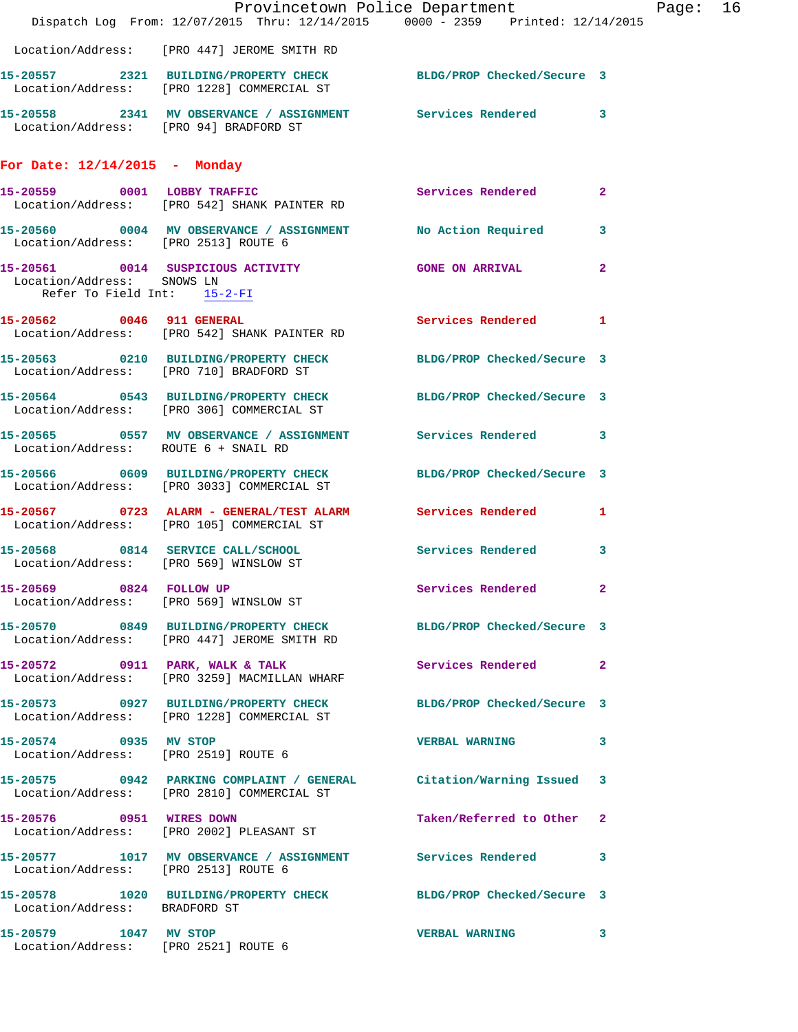Location/Address: [PRO 447] JEROME SMITH RD

15-20557 2321 BUILDING/PROPERTY CHECK BLDG/PROP Checked/Secure 3
Location/Address: [PRO 1228] COMMERCIAL ST

15-20558 2341 MV OBSERVANCE / ASSIGNMENT Services Rendered 3
Location/Address: [PRO 94] BRADFORD ST

## For Date: 12/14/2015 - Monday

15-20559 0001 LOBBY TRAFFIC Services Rendered 2
Location/Address: [PRO 542] SHANK PAINTER RD

15-20560 0004 MV OBSERVANCE / ASSIGNMENT No Action Required 3
Location/Address: [PRO 2513] ROUTE 6

15-20561 0014 SUSPICIOUS ACTIVITY GONE ON ARRIVAL 2
Location/Address: SNOWS LN
Refer To Field Int: 15-2-FI

15-20562 0046 911 GENERAL Services Rendered 1
Location/Address: [PRO 542] SHANK PAINTER RD

15-20563 0210 BUILDING/PROPERTY CHECK BLDG/PROP Checked/Secure 3
Location/Address: [PRO 710] BRADFORD ST

15-20564 0543 BUILDING/PROPERTY CHECK BLDG/PROP Checked/Secure 3
Location/Address: [PRO 306] COMMERCIAL ST

15-20565 0557 MV OBSERVANCE / ASSIGNMENT Services Rendered 3
Location/Address: ROUTE 6 + SNAIL RD

15-20566 0609 BUILDING/PROPERTY CHECK BLDG/PROP Checked/Secure 3
Location/Address: [PRO 3033] COMMERCIAL ST

15-20567 0723 ALARM - GENERAL/TEST ALARM Services Rendered 1
Location/Address: [PRO 105] COMMERCIAL ST

15-20568 0814 SERVICE CALL/SCHOOL Services Rendered 3
Location/Address: [PRO 569] WINSLOW ST

15-20569 0824 FOLLOW UP Services Rendered 2
Location/Address: [PRO 569] WINSLOW ST

15-20570 0849 BUILDING/PROPERTY CHECK BLDG/PROP Checked/Secure 3
Location/Address: [PRO 447] JEROME SMITH RD

15-20572 0911 PARK, WALK & TALK Services Rendered 2
Location/Address: [PRO 3259] MACMILLAN WHARF

15-20573 0927 BUILDING/PROPERTY CHECK BLDG/PROP Checked/Secure 3
Location/Address: [PRO 1228] COMMERCIAL ST

15-20574 0935 MV STOP VERBAL WARNING 3
Location/Address: [PRO 2519] ROUTE 6

15-20575 0942 PARKING COMPLAINT / GENERAL Citation/Warning Issued 3
Location/Address: [PRO 2810] COMMERCIAL ST

15-20576 0951 WIRES DOWN Taken/Referred to Other 2
Location/Address: [PRO 2002] PLEASANT ST

15-20577 1017 MV OBSERVANCE / ASSIGNMENT Services Rendered 3
Location/Address: [PRO 2513] ROUTE 6

15-20578 1020 BUILDING/PROPERTY CHECK BLDG/PROP Checked/Secure 3
Location/Address: BRADFORD ST

15-20579 1047 MV STOP VERBAL WARNING 3
Location/Address: [PRO 2521] ROUTE 6